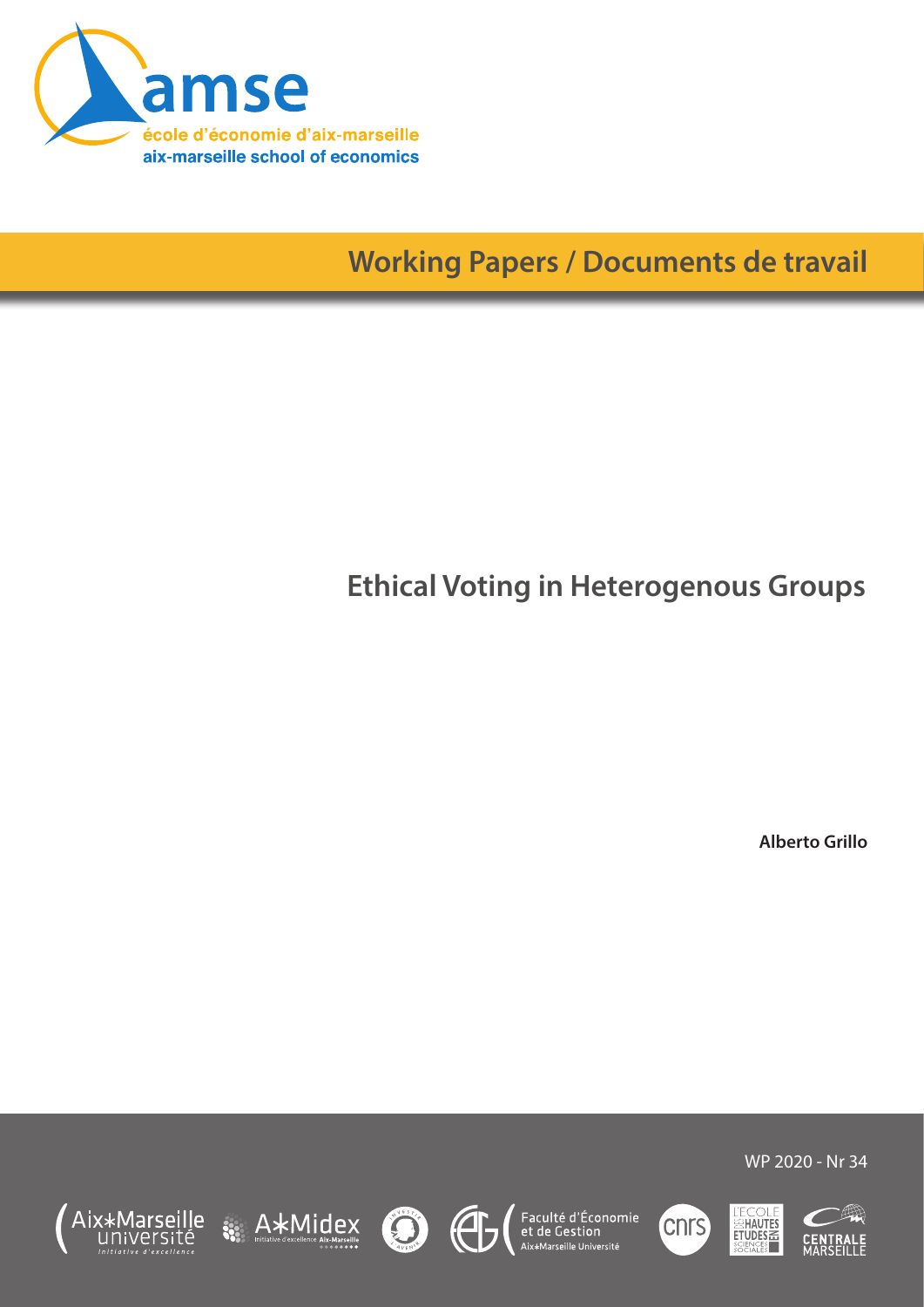amse

école d'économie d'aix-marseille

aix-marseille school of economics

Working Papers / Documents de travail

# Ethical Voting in Heterogenous Groups

**Alberto Grillo**

WP 2020 - Nr 34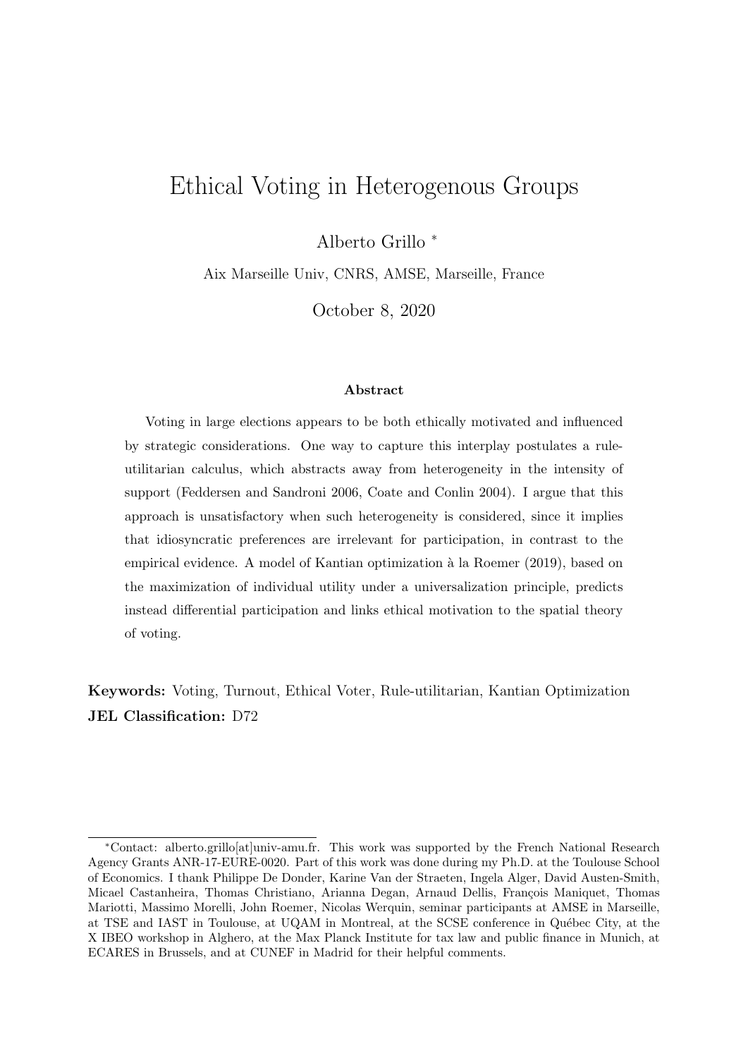# Ethical Voting in Heterogenous Groups

Alberto Grillo [*]

Aix Marseille Univ, CNRS, AMSE, Marseille, France

October 8, 2020

### Abstract

Voting in large elections appears to be both ethically motivated and influenced by strategic considerations. One way to capture this interplay postulates a rule-utilitarian calculus, which abstracts away from heterogeneity in the intensity of support (Feddersen and Sandroni 2006, Coate and Conlin 2004). I argue that this approach is unsatisfactory when such heterogeneity is considered, since it implies that idiosyncratic preferences are irrelevant for participation, in contrast to the empirical evidence. A model of Kantian optimization à la Roemer (2019), based on the maximization of individual utility under a universalization principle, predicts instead differential participation and links ethical motivation to the spatial theory of voting.

**Keywords:** Voting, Turnout, Ethical Voter, Rule-utilitarian, Kantian Optimization
**JEL Classification:** D72

[*]Contact: alberto.grillo[at]univ-amu.fr. This work was supported by the French National Research Agency Grants ANR-17-EURE-0020. Part of this work was done during my Ph.D. at the Toulouse School of Economics. I thank Philippe De Donder, Karine Van der Straeten, Ingela Alger, David Austen-Smith, Micael Castanheira, Thomas Christiano, Arianna Degan, Arnaud Dellis, François Maniquet, Thomas Mariotti, Massimo Morelli, John Roemer, Nicolas Werquin, seminar participants at AMSE in Marseille, at TSE and IAST in Toulouse, at UQAM in Montreal, at the SCSE conference in Québec City, at the X IBEO workshop in Alghero, at the Max Planck Institute for tax law and public finance in Munich, at ECARES in Brussels, and at CUNEF in Madrid for their helpful comments.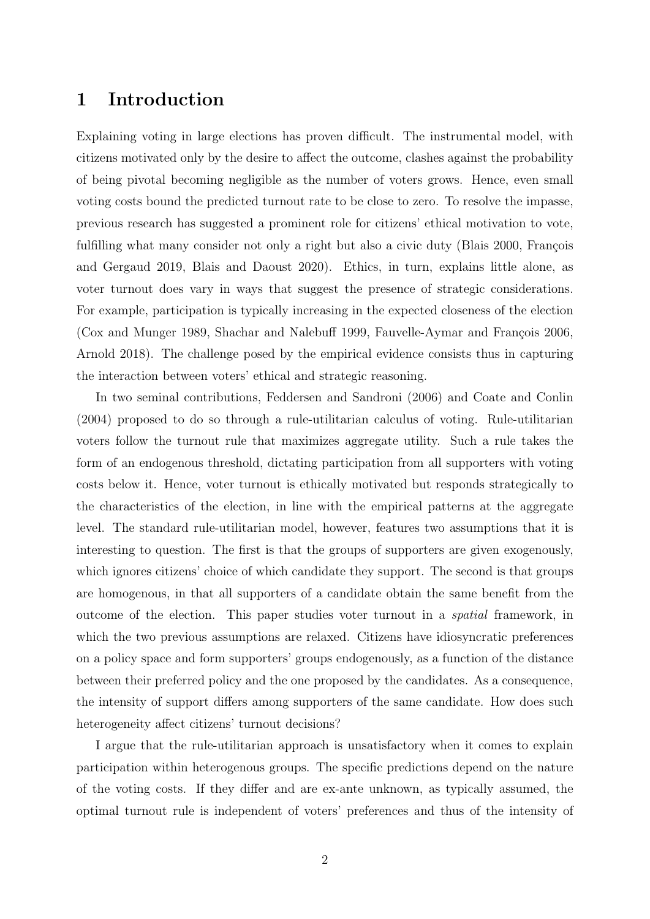# 1 Introduction

Explaining voting in large elections has proven difficult. The instrumental model, with citizens motivated only by the desire to affect the outcome, clashes against the probability of being pivotal becoming negligible as the number of voters grows. Hence, even small voting costs bound the predicted turnout rate to be close to zero. To resolve the impasse, previous research has suggested a prominent role for citizens' ethical motivation to vote, fulfilling what many consider not only a right but also a civic duty (Blais 2000, François and Gergaud 2019, Blais and Daoust 2020). Ethics, in turn, explains little alone, as voter turnout does vary in ways that suggest the presence of strategic considerations. For example, participation is typically increasing in the expected closeness of the election (Cox and Munger 1989, Shachar and Nalebuff 1999, Fauvelle-Aymar and François 2006, Arnold 2018). The challenge posed by the empirical evidence consists thus in capturing the interaction between voters' ethical and strategic reasoning.

In two seminal contributions, Feddersen and Sandroni (2006) and Coate and Conlin (2004) proposed to do so through a rule-utilitarian calculus of voting. Rule-utilitarian voters follow the turnout rule that maximizes aggregate utility. Such a rule takes the form of an endogenous threshold, dictating participation from all supporters with voting costs below it. Hence, voter turnout is ethically motivated but responds strategically to the characteristics of the election, in line with the empirical patterns at the aggregate level. The standard rule-utilitarian model, however, features two assumptions that it is interesting to question. The first is that the groups of supporters are given exogenously, which ignores citizens' choice of which candidate they support. The second is that groups are homogenous, in that all supporters of a candidate obtain the same benefit from the outcome of the election. This paper studies voter turnout in a *spatial* framework, in which the two previous assumptions are relaxed. Citizens have idiosyncratic preferences on a policy space and form supporters' groups endogenously, as a function of the distance between their preferred policy and the one proposed by the candidates. As a consequence, the intensity of support differs among supporters of the same candidate. How does such heterogeneity affect citizens' turnout decisions?

I argue that the rule-utilitarian approach is unsatisfactory when it comes to explain participation within heterogenous groups. The specific predictions depend on the nature of the voting costs. If they differ and are ex-ante unknown, as typically assumed, the optimal turnout rule is independent of voters' preferences and thus of the intensity of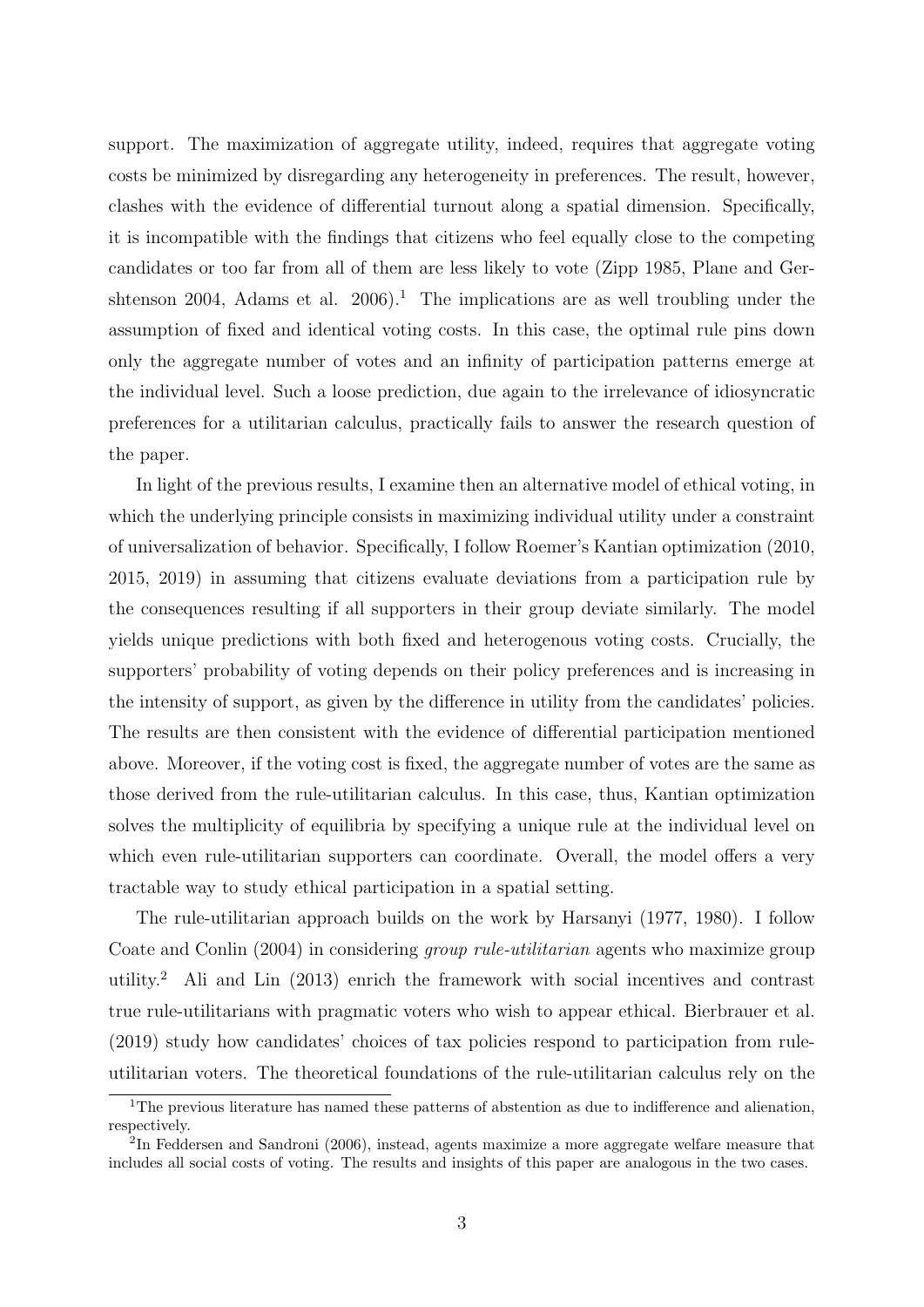support. The maximization of aggregate utility, indeed, requires that aggregate voting costs be minimized by disregarding any heterogeneity in preferences. The result, however, clashes with the evidence of differential turnout along a spatial dimension. Specifically, it is incompatible with the findings that citizens who feel equally close to the competing candidates or too far from all of them are less likely to vote (Zipp 1985, Plane and Gershtenson 2004, Adams et al. 2006).[1] The implications are as well troubling under the assumption of fixed and identical voting costs. In this case, the optimal rule pins down only the aggregate number of votes and an infinity of participation patterns emerge at the individual level. Such a loose prediction, due again to the irrelevance of idiosyncratic preferences for a utilitarian calculus, practically fails to answer the research question of the paper.

In light of the previous results, I examine then an alternative model of ethical voting, in which the underlying principle consists in maximizing individual utility under a constraint of universalization of behavior. Specifically, I follow Roemer's Kantian optimization (2010, 2015, 2019) in assuming that citizens evaluate deviations from a participation rule by the consequences resulting if all supporters in their group deviate similarly. The model yields unique predictions with both fixed and heterogenous voting costs. Crucially, the supporters' probability of voting depends on their policy preferences and is increasing in the intensity of support, as given by the difference in utility from the candidates' policies. The results are then consistent with the evidence of differential participation mentioned above. Moreover, if the voting cost is fixed, the aggregate number of votes are the same as those derived from the rule-utilitarian calculus. In this case, thus, Kantian optimization solves the multiplicity of equilibria by specifying a unique rule at the individual level on which even rule-utilitarian supporters can coordinate. Overall, the model offers a very tractable way to study ethical participation in a spatial setting.

The rule-utilitarian approach builds on the work by Harsanyi (1977, 1980). I follow Coate and Conlin (2004) in considering *group rule-utilitarian* agents who maximize group utility.[2] Ali and Lin (2013) enrich the framework with social incentives and contrast true rule-utilitarians with pragmatic voters who wish to appear ethical. Bierbrauer et al. (2019) study how candidates' choices of tax policies respond to participation from rule-utilitarian voters. The theoretical foundations of the rule-utilitarian calculus rely on the

[1] The previous literature has named these patterns of abstention as due to indifference and alienation, respectively.

[2] In Feddersen and Sandroni (2006), instead, agents maximize a more aggregate welfare measure that includes all social costs of voting. The results and insights of this paper are analogous in the two cases.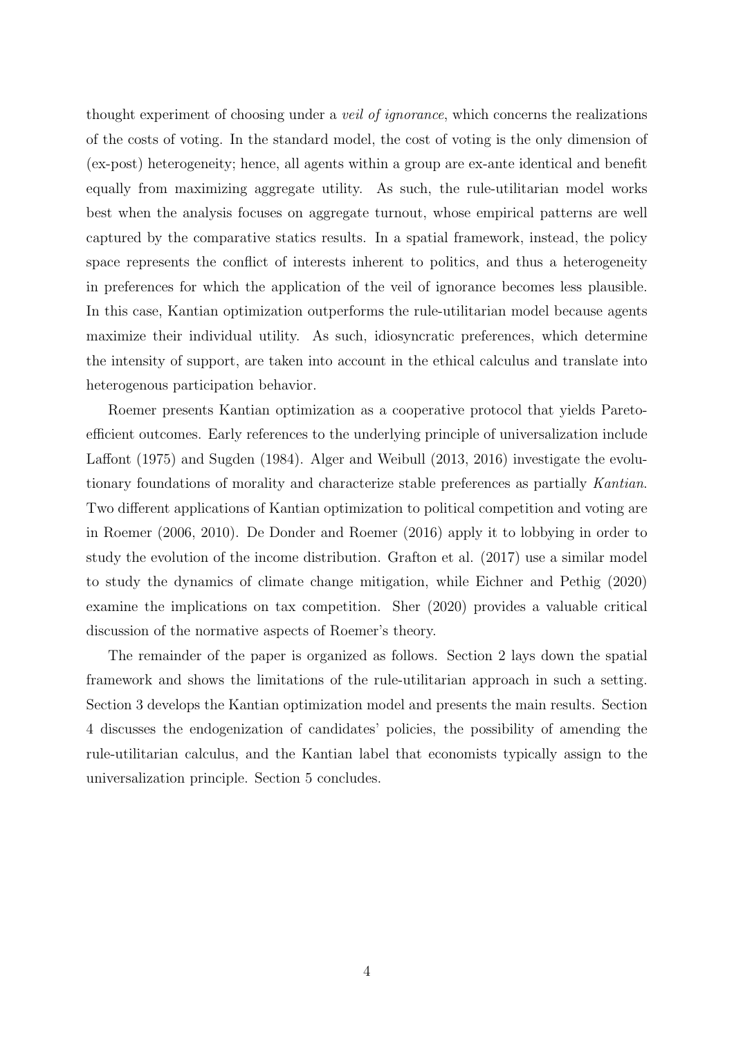thought experiment of choosing under a *veil of ignorance*, which concerns the realizations of the costs of voting. In the standard model, the cost of voting is the only dimension of (ex-post) heterogeneity; hence, all agents within a group are ex-ante identical and benefit equally from maximizing aggregate utility. As such, the rule-utilitarian model works best when the analysis focuses on aggregate turnout, whose empirical patterns are well captured by the comparative statics results. In a spatial framework, instead, the policy space represents the conflict of interests inherent to politics, and thus a heterogeneity in preferences for which the application of the veil of ignorance becomes less plausible. In this case, Kantian optimization outperforms the rule-utilitarian model because agents maximize their individual utility. As such, idiosyncratic preferences, which determine the intensity of support, are taken into account in the ethical calculus and translate into heterogenous participation behavior.

Roemer presents Kantian optimization as a cooperative protocol that yields Pareto-efficient outcomes. Early references to the underlying principle of universalization include Laffont (1975) and Sugden (1984). Alger and Weibull (2013, 2016) investigate the evolutionary foundations of morality and characterize stable preferences as partially *Kantian*. Two different applications of Kantian optimization to political competition and voting are in Roemer (2006, 2010). De Donder and Roemer (2016) apply it to lobbying in order to study the evolution of the income distribution. Grafton et al. (2017) use a similar model to study the dynamics of climate change mitigation, while Eichner and Pethig (2020) examine the implications on tax competition. Sher (2020) provides a valuable critical discussion of the normative aspects of Roemer's theory.

The remainder of the paper is organized as follows. Section 2 lays down the spatial framework and shows the limitations of the rule-utilitarian approach in such a setting. Section 3 develops the Kantian optimization model and presents the main results. Section 4 discusses the endogenization of candidates' policies, the possibility of amending the rule-utilitarian calculus, and the Kantian label that economists typically assign to the universalization principle. Section 5 concludes.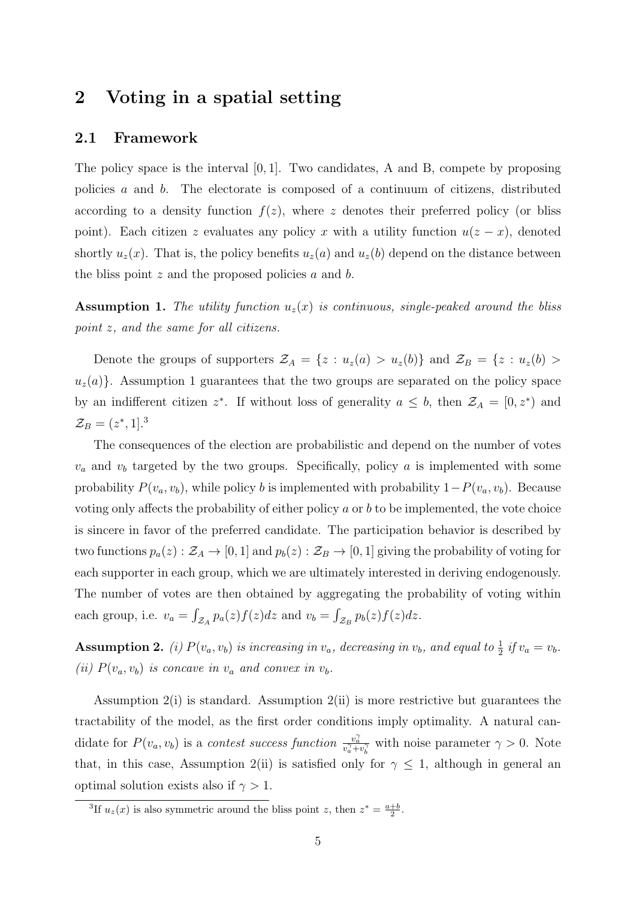# 2 Voting in a spatial setting

## 2.1 Framework

The policy space is the interval $[0, 1]$. Two candidates, A and B, compete by proposing policies $a$ and $b$. The electorate is composed of a continuum of citizens, distributed according to a density function $f(z)$, where $z$ denotes their preferred policy (or bliss point). Each citizen $z$ evaluates any policy $x$ with a utility function $u(z - x)$, denoted shortly $u_z(x)$. That is, the policy benefits $u_z(a)$ and $u_z(b)$ depend on the distance between the bliss point $z$ and the proposed policies $a$ and $b$.

**Assumption 1.** *The utility function $u_z(x)$ is continuous, single-peaked around the bliss point $z$, and the same for all citizens.*

Denote the groups of supporters $\mathcal{Z}_A = \{z : u_z(a) > u_z(b)\}$ and $\mathcal{Z}_B = \{z : u_z(b) > u_z(a)\}$. Assumption 1 guarantees that the two groups are separated on the policy space by an indifferent citizen $z^*$. If without loss of generality $a \leq b$, then $\mathcal{Z}_A = [0, z^*)$ and $\mathcal{Z}_B = (z^*, 1]$.[3]

The consequences of the election are probabilistic and depend on the number of votes $v_a$ and $v_b$ targeted by the two groups. Specifically, policy $a$ is implemented with some probability $P(v_a, v_b)$, while policy $b$ is implemented with probability $1 - P(v_a, v_b)$. Because voting only affects the probability of either policy $a$ or $b$ to be implemented, the vote choice is sincere in favor of the preferred candidate. The participation behavior is described by two functions $p_a(z) : \mathcal{Z}_A \to [0, 1]$ and $p_b(z) : \mathcal{Z}_B \to [0, 1]$ giving the probability of voting for each supporter in each group, which we are ultimately interested in deriving endogenously. The number of votes are then obtained by aggregating the probability of voting within each group, i.e. $v_a = \int_{\mathcal{Z}_A} p_a(z) f(z) dz$ and $v_b = \int_{\mathcal{Z}_B} p_b(z) f(z) dz$.

**Assumption 2.** *(i) $P(v_a, v_b)$ is increasing in $v_a$, decreasing in $v_b$, and equal to $\frac{1}{2}$ if $v_a = v_b$. (ii) $P(v_a, v_b)$ is concave in $v_a$ and convex in $v_b$.*

Assumption 2(i) is standard. Assumption 2(ii) is more restrictive but guarantees the tractability of the model, as the first order conditions imply optimality. A natural candidate for $P(v_a, v_b)$ is a *contest success function* $\frac{v_a^\gamma}{v_a^\gamma + v_b^\gamma}$ with noise parameter $\gamma > 0$. Note that, in this case, Assumption 2(ii) is satisfied only for $\gamma \leq 1$, although in general an optimal solution exists also if $\gamma > 1$.

[3] If $u_z(x)$ is also symmetric around the bliss point $z$, then $z^* = \frac{a+b}{2}$.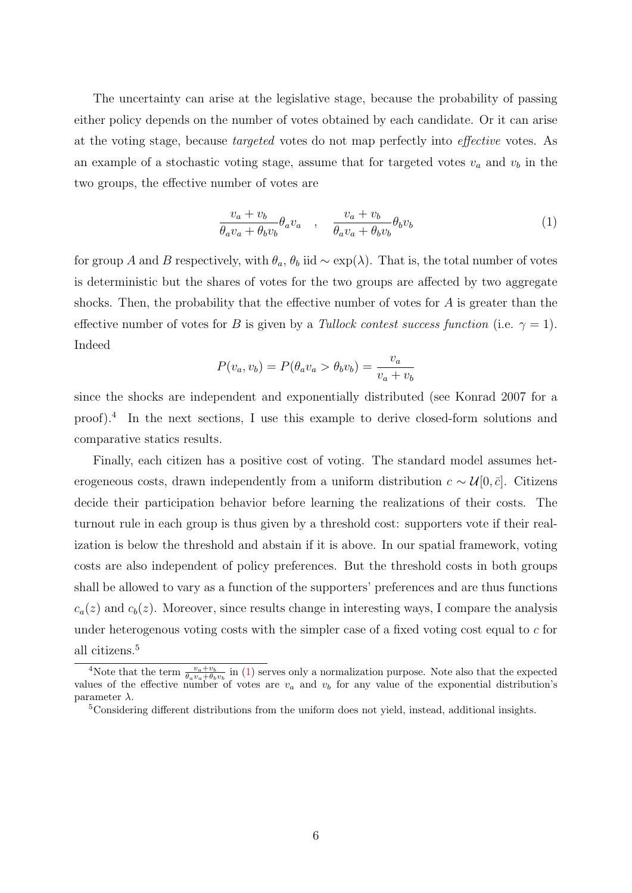The uncertainty can arise at the legislative stage, because the probability of passing either policy depends on the number of votes obtained by each candidate. Or it can arise at the voting stage, because *targeted* votes do not map perfectly into *effective* votes. As an example of a stochastic voting stage, assume that for targeted votes $v_a$ and $v_b$ in the two groups, the effective number of votes are

$$\frac{v_a + v_b}{\theta_a v_a + \theta_b v_b}\theta_a v_a \quad , \quad \frac{v_a + v_b}{\theta_a v_a + \theta_b v_b}\theta_b v_b \tag{1}$$

for group $A$ and $B$ respectively, with $\theta_a$, $\theta_b$ iid $\sim \exp(\lambda)$. That is, the total number of votes is deterministic but the shares of votes for the two groups are affected by two aggregate shocks. Then, the probability that the effective number of votes for $A$ is greater than the effective number of votes for $B$ is given by a *Tullock contest success function* (i.e. $\gamma = 1$). Indeed

$$P(v_a, v_b) = P(\theta_a v_a > \theta_b v_b) = \frac{v_a}{v_a + v_b}$$

since the shocks are independent and exponentially distributed (see Konrad 2007 for a proof).[4] In the next sections, I use this example to derive closed-form solutions and comparative statics results.

Finally, each citizen has a positive cost of voting. The standard model assumes heterogeneous costs, drawn independently from a uniform distribution $c \sim \mathcal{U}[0, \bar{c}]$. Citizens decide their participation behavior before learning the realizations of their costs. The turnout rule in each group is thus given by a threshold cost: supporters vote if their realization is below the threshold and abstain if it is above. In our spatial framework, voting costs are also independent of policy preferences. But the threshold costs in both groups shall be allowed to vary as a function of the supporters' preferences and are thus functions $c_a(z)$ and $c_b(z)$. Moreover, since results change in interesting ways, I compare the analysis under heterogenous voting costs with the simpler case of a fixed voting cost equal to $c$ for all citizens.[5]

---

[4] Note that the term $\frac{v_a + v_b}{\theta_a v_a + \theta_b v_b}$ in (1) serves only a normalization purpose. Note also that the expected values of the effective number of votes are $v_a$ and $v_b$ for any value of the exponential distribution's parameter $\lambda$.

[5] Considering different distributions from the uniform does not yield, instead, additional insights.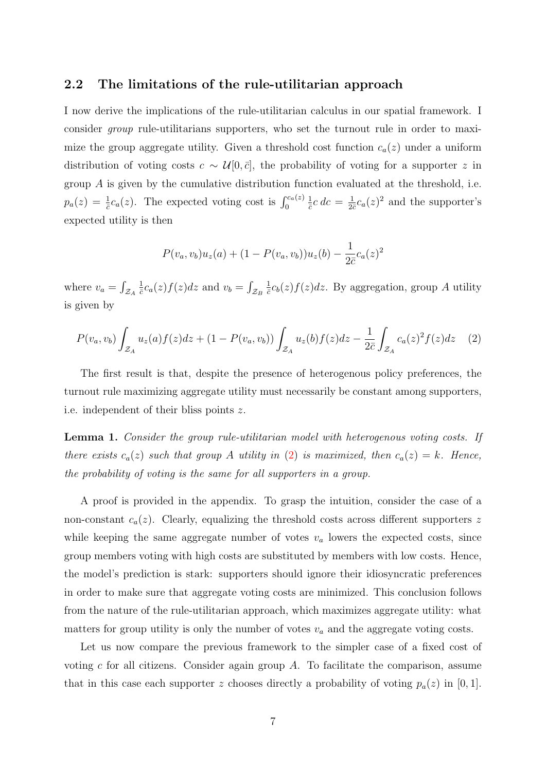### 2.2 The limitations of the rule-utilitarian approach

I now derive the implications of the rule-utilitarian calculus in our spatial framework. I consider *group* rule-utilitarians supporters, who set the turnout rule in order to maximize the group aggregate utility. Given a threshold cost function $c_a(z)$ under a uniform distribution of voting costs $c \sim \mathcal{U}[0, \bar{c}]$, the probability of voting for a supporter $z$ in group $A$ is given by the cumulative distribution function evaluated at the threshold, i.e. $p_a(z) = \frac{1}{\bar{c}} c_a(z)$. The expected voting cost is $\int_0^{c_a(z)} \frac{1}{\bar{c}} c \, dc = \frac{1}{2\bar{c}} c_a(z)^2$ and the supporter's expected utility is then

$$P(v_a, v_b) u_z(a) + (1 - P(v_a, v_b)) u_z(b) - \frac{1}{2\bar{c}} c_a(z)^2$$

where $v_a = \int_{\mathcal{Z}_A} \frac{1}{\bar{c}} c_a(z) f(z) dz$ and $v_b = \int_{\mathcal{Z}_B} \frac{1}{\bar{c}} c_b(z) f(z) dz$. By aggregation, group $A$ utility is given by

$$P(v_a, v_b) \int_{\mathcal{Z}_A} u_z(a) f(z) dz + (1 - P(v_a, v_b)) \int_{\mathcal{Z}_A} u_z(b) f(z) dz - \frac{1}{2\bar{c}} \int_{\mathcal{Z}_A} c_a(z)^2 f(z) dz \quad (2)$$

The first result is that, despite the presence of heterogenous policy preferences, the turnout rule maximizing aggregate utility must necessarily be constant among supporters, i.e. independent of their bliss points $z$.

**Lemma 1.** *Consider the group rule-utilitarian model with heterogenous voting costs. If there exists $c_a(z)$ such that group $A$ utility in (2) is maximized, then $c_a(z) = k$. Hence, the probability of voting is the same for all supporters in a group.*

A proof is provided in the appendix. To grasp the intuition, consider the case of a non-constant $c_a(z)$. Clearly, equalizing the threshold costs across different supporters $z$ while keeping the same aggregate number of votes $v_a$ lowers the expected costs, since group members voting with high costs are substituted by members with low costs. Hence, the model's prediction is stark: supporters should ignore their idiosyncratic preferences in order to make sure that aggregate voting costs are minimized. This conclusion follows from the nature of the rule-utilitarian approach, which maximizes aggregate utility: what matters for group utility is only the number of votes $v_a$ and the aggregate voting costs.

Let us now compare the previous framework to the simpler case of a fixed cost of voting $c$ for all citizens. Consider again group $A$. To facilitate the comparison, assume that in this case each supporter $z$ chooses directly a probability of voting $p_a(z)$ in $[0, 1]$.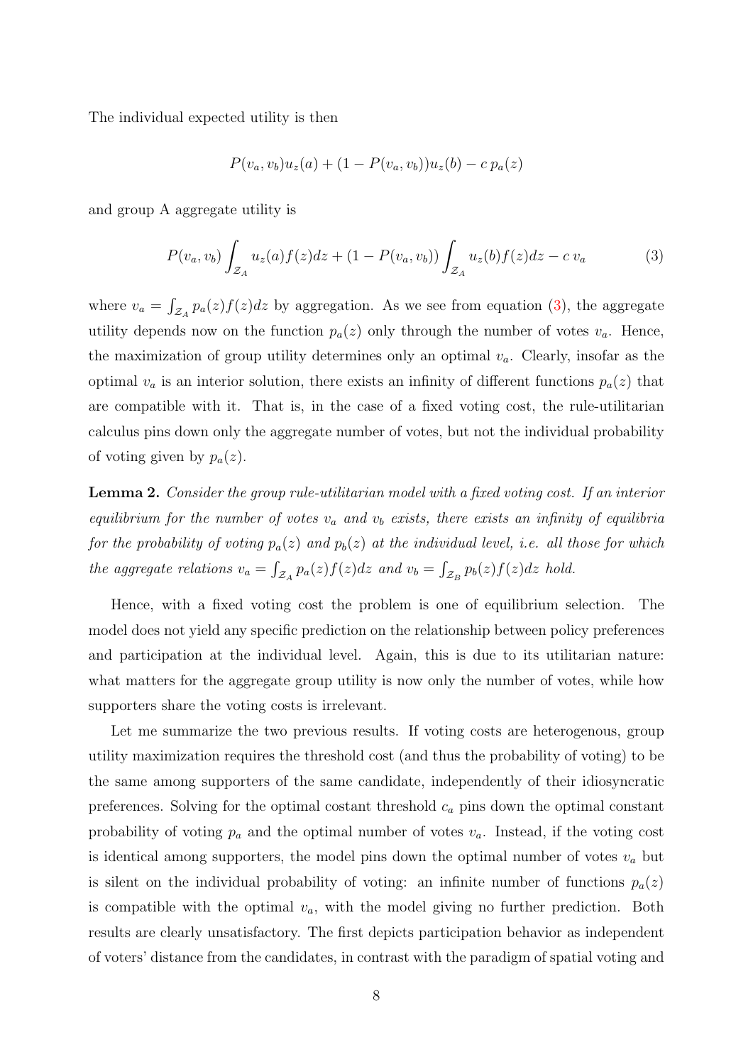The individual expected utility is then

$$P(v_a, v_b)u_z(a) + (1 - P(v_a, v_b))u_z(b) - c\, p_a(z)$$

and group A aggregate utility is

$$P(v_a, v_b) \int_{\mathcal{Z}_A} u_z(a) f(z) dz + (1 - P(v_a, v_b)) \int_{\mathcal{Z}_A} u_z(b) f(z) dz - c\, v_a \tag{3}$$

where $v_a = \int_{\mathcal{Z}_A} p_a(z) f(z) dz$ by aggregation. As we see from equation (3), the aggregate utility depends now on the function $p_a(z)$ only through the number of votes $v_a$. Hence, the maximization of group utility determines only an optimal $v_a$. Clearly, insofar as the optimal $v_a$ is an interior solution, there exists an infinity of different functions $p_a(z)$ that are compatible with it. That is, in the case of a fixed voting cost, the rule-utilitarian calculus pins down only the aggregate number of votes, but not the individual probability of voting given by $p_a(z)$.

**Lemma 2.** *Consider the group rule-utilitarian model with a fixed voting cost. If an interior equilibrium for the number of votes $v_a$ and $v_b$ exists, there exists an infinity of equilibria for the probability of voting $p_a(z)$ and $p_b(z)$ at the individual level, i.e. all those for which the aggregate relations $v_a = \int_{\mathcal{Z}_A} p_a(z) f(z) dz$ and $v_b = \int_{\mathcal{Z}_B} p_b(z) f(z) dz$ hold.*

Hence, with a fixed voting cost the problem is one of equilibrium selection. The model does not yield any specific prediction on the relationship between policy preferences and participation at the individual level. Again, this is due to its utilitarian nature: what matters for the aggregate group utility is now only the number of votes, while how supporters share the voting costs is irrelevant.

Let me summarize the two previous results. If voting costs are heterogenous, group utility maximization requires the threshold cost (and thus the probability of voting) to be the same among supporters of the same candidate, independently of their idiosyncratic preferences. Solving for the optimal costant threshold $c_a$ pins down the optimal constant probability of voting $p_a$ and the optimal number of votes $v_a$. Instead, if the voting cost is identical among supporters, the model pins down the optimal number of votes $v_a$ but is silent on the individual probability of voting: an infinite number of functions $p_a(z)$ is compatible with the optimal $v_a$, with the model giving no further prediction. Both results are clearly unsatisfactory. The first depicts participation behavior as independent of voters' distance from the candidates, in contrast with the paradigm of spatial voting and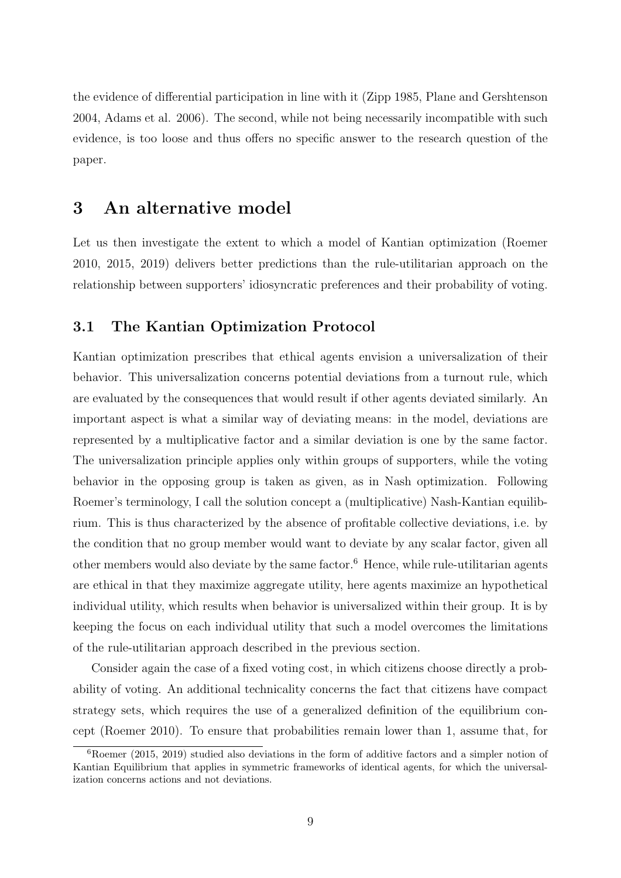the evidence of differential participation in line with it (Zipp 1985, Plane and Gershtenson 2004, Adams et al. 2006). The second, while not being necessarily incompatible with such evidence, is too loose and thus offers no specific answer to the research question of the paper.

# 3 An alternative model

Let us then investigate the extent to which a model of Kantian optimization (Roemer 2010, 2015, 2019) delivers better predictions than the rule-utilitarian approach on the relationship between supporters' idiosyncratic preferences and their probability of voting.

## 3.1 The Kantian Optimization Protocol

Kantian optimization prescribes that ethical agents envision a universalization of their behavior. This universalization concerns potential deviations from a turnout rule, which are evaluated by the consequences that would result if other agents deviated similarly. An important aspect is what a similar way of deviating means: in the model, deviations are represented by a multiplicative factor and a similar deviation is one by the same factor. The universalization principle applies only within groups of supporters, while the voting behavior in the opposing group is taken as given, as in Nash optimization. Following Roemer's terminology, I call the solution concept a (multiplicative) Nash-Kantian equilibrium. This is thus characterized by the absence of profitable collective deviations, i.e. by the condition that no group member would want to deviate by any scalar factor, given all other members would also deviate by the same factor.[6] Hence, while rule-utilitarian agents are ethical in that they maximize aggregate utility, here agents maximize an hypothetical individual utility, which results when behavior is universalized within their group. It is by keeping the focus on each individual utility that such a model overcomes the limitations of the rule-utilitarian approach described in the previous section.

Consider again the case of a fixed voting cost, in which citizens choose directly a probability of voting. An additional technicality concerns the fact that citizens have compact strategy sets, which requires the use of a generalized definition of the equilibrium concept (Roemer 2010). To ensure that probabilities remain lower than 1, assume that, for

[6] Roemer (2015, 2019) studied also deviations in the form of additive factors and a simpler notion of Kantian Equilibrium that applies in symmetric frameworks of identical agents, for which the universalization concerns actions and not deviations.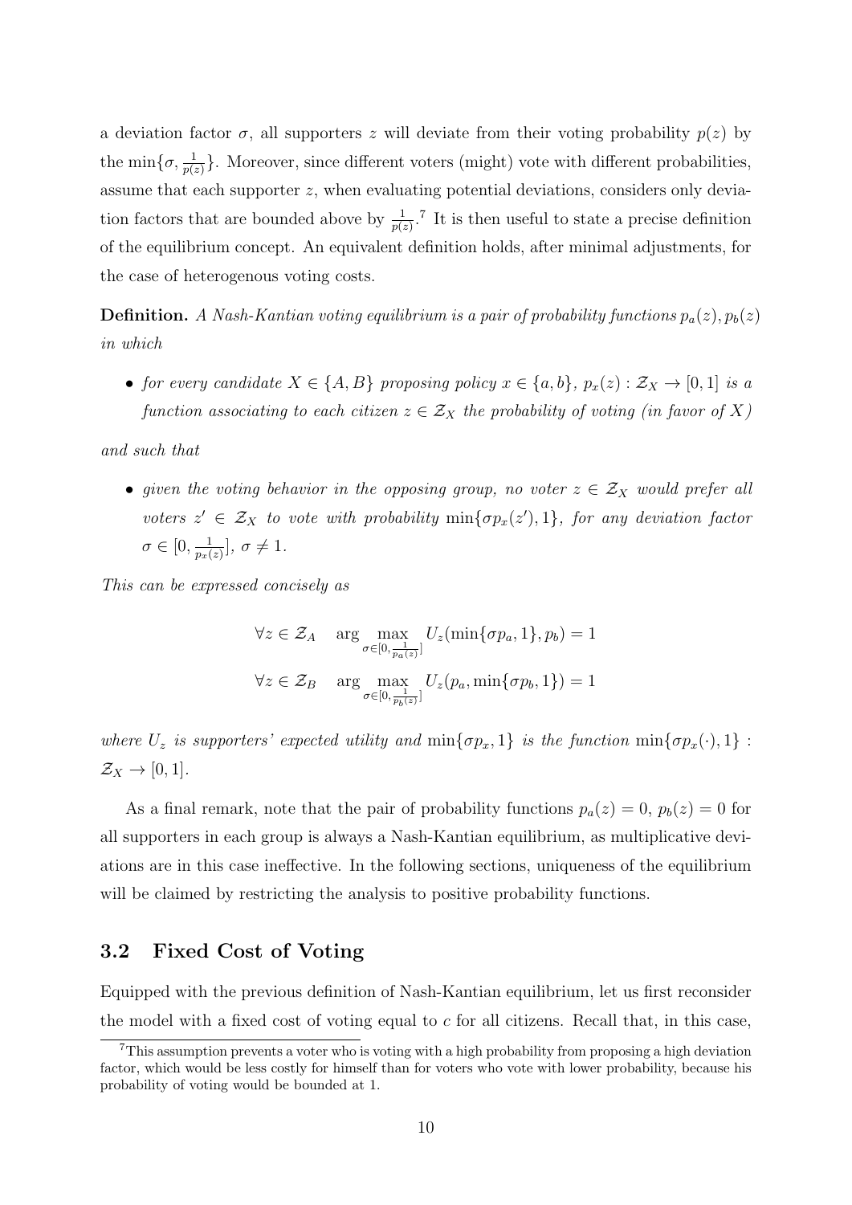a deviation factor $\sigma$, all supporters $z$ will deviate from their voting probability $p(z)$ by the $\min\{\sigma, \frac{1}{p(z)}\}$. Moreover, since different voters (might) vote with different probabilities, assume that each supporter $z$, when evaluating potential deviations, considers only deviation factors that are bounded above by $\frac{1}{p(z)}$.[7] It is then useful to state a precise definition of the equilibrium concept. An equivalent definition holds, after minimal adjustments, for the case of heterogenous voting costs.

**Definition.** *A Nash-Kantian voting equilibrium is a pair of probability functions $p_a(z), p_b(z)$ in which*

- *for every candidate $X \in \{A, B\}$ proposing policy $x \in \{a, b\}$, $p_x(z) : \mathcal{Z}_X \to [0, 1]$ is a function associating to each citizen $z \in \mathcal{Z}_X$ the probability of voting (in favor of $X$)*

*and such that*

- *given the voting behavior in the opposing group, no voter $z \in \mathcal{Z}_X$ would prefer all voters $z' \in \mathcal{Z}_X$ to vote with probability $\min\{\sigma p_x(z'), 1\}$, for any deviation factor $\sigma \in [0, \frac{1}{p_x(z)}]$, $\sigma \neq 1$.*

*This can be expressed concisely as*

$$\forall z \in \mathcal{Z}_A \quad \arg \max_{\sigma \in [0, \frac{1}{p_a(z)}]} U_z(\min\{\sigma p_a, 1\}, p_b) = 1$$

$$\forall z \in \mathcal{Z}_B \quad \arg \max_{\sigma \in [0, \frac{1}{p_b(z)}]} U_z(p_a, \min\{\sigma p_b, 1\}) = 1$$

*where $U_z$ is supporters' expected utility and $\min\{\sigma p_x, 1\}$ is the function $\min\{\sigma p_x(\cdot), 1\} : \mathcal{Z}_X \to [0, 1]$.*

As a final remark, note that the pair of probability functions $p_a(z) = 0$, $p_b(z) = 0$ for all supporters in each group is always a Nash-Kantian equilibrium, as multiplicative deviations are in this case ineffective. In the following sections, uniqueness of the equilibrium will be claimed by restricting the analysis to positive probability functions.

### 3.2 Fixed Cost of Voting

Equipped with the previous definition of Nash-Kantian equilibrium, let us first reconsider the model with a fixed cost of voting equal to $c$ for all citizens. Recall that, in this case,

[7] This assumption prevents a voter who is voting with a high probability from proposing a high deviation factor, which would be less costly for himself than for voters who vote with lower probability, because his probability of voting would be bounded at 1.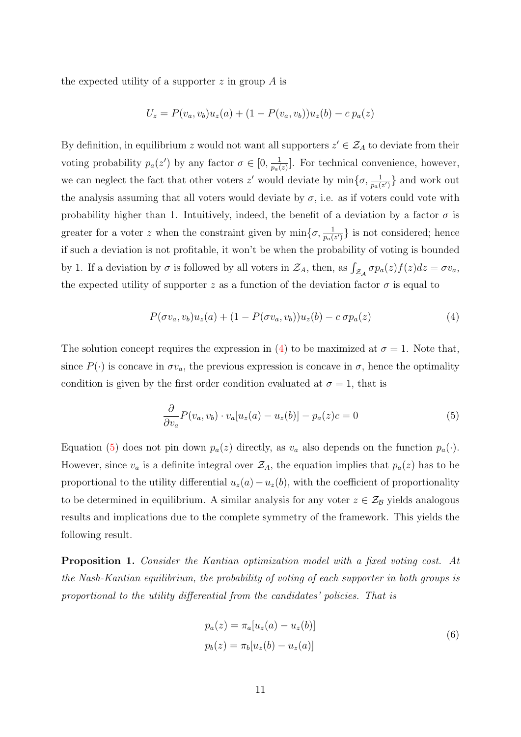the expected utility of a supporter $z$ in group $A$ is

$$U_z = P(v_a, v_b)u_z(a) + (1 - P(v_a, v_b))u_z(b) - c\, p_a(z)$$

By definition, in equilibrium $z$ would not want all supporters $z' \in \mathcal{Z}_A$ to deviate from their voting probability $p_a(z')$ by any factor $\sigma \in [0, \frac{1}{p_a(z)}]$. For technical convenience, however, we can neglect the fact that other voters $z'$ would deviate by $\min\{\sigma, \frac{1}{p_a(z')}\}$ and work out the analysis assuming that all voters would deviate by $\sigma$, i.e. as if voters could vote with probability higher than 1. Intuitively, indeed, the benefit of a deviation by a factor $\sigma$ is greater for a voter $z$ when the constraint given by $\min\{\sigma, \frac{1}{p_a(z')}\}$ is not considered; hence if such a deviation is not profitable, it won't be when the probability of voting is bounded by 1. If a deviation by $\sigma$ is followed by all voters in $\mathcal{Z}_A$, then, as $\int_{\mathcal{Z}_\mathcal{A}} \sigma p_a(z) f(z) dz = \sigma v_a$, the expected utility of supporter $z$ as a function of the deviation factor $\sigma$ is equal to

$$P(\sigma v_a, v_b)u_z(a) + (1 - P(\sigma v_a, v_b))u_z(b) - c\, \sigma p_a(z) \tag{4}$$

The solution concept requires the expression in (4) to be maximized at $\sigma = 1$. Note that, since $P(\cdot)$ is concave in $\sigma v_a$, the previous expression is concave in $\sigma$, hence the optimality condition is given by the first order condition evaluated at $\sigma = 1$, that is

$$\frac{\partial}{\partial v_a} P(v_a, v_b) \cdot v_a[u_z(a) - u_z(b)] - p_a(z)c = 0 \tag{5}$$

Equation (5) does not pin down $p_a(z)$ directly, as $v_a$ also depends on the function $p_a(\cdot)$. However, since $v_a$ is a definite integral over $\mathcal{Z}_A$, the equation implies that $p_a(z)$ has to be proportional to the utility differential $u_z(a) - u_z(b)$, with the coefficient of proportionality to be determined in equilibrium. A similar analysis for any voter $z \in \mathcal{Z}_\mathcal{B}$ yields analogous results and implications due to the complete symmetry of the framework. This yields the following result.

**Proposition 1.** *Consider the Kantian optimization model with a fixed voting cost. At the Nash-Kantian equilibrium, the probability of voting of each supporter in both groups is proportional to the utility differential from the candidates' policies. That is*

$$\begin{aligned} p_a(z) &= \pi_a[u_z(a) - u_z(b)] \\ p_b(z) &= \pi_b[u_z(b) - u_z(a)] \end{aligned} \tag{6}$$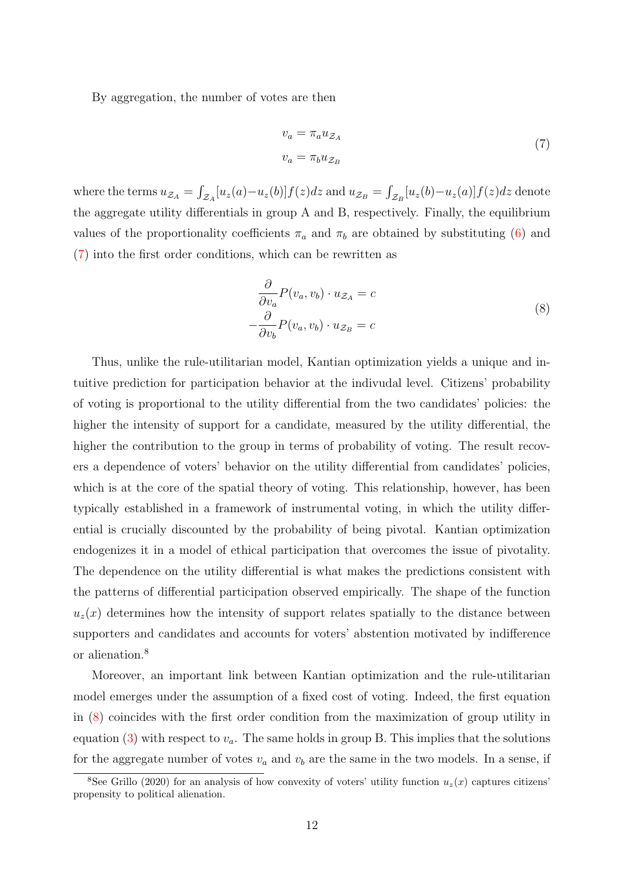By aggregation, the number of votes are then

$$
\begin{aligned}
v_a &= \pi_a u_{\mathcal{Z}_A} \\
v_a &= \pi_b u_{\mathcal{Z}_B}
\end{aligned}
\tag{7}
$$

where the terms $u_{\mathcal{Z}_A} = \int_{\mathcal{Z}_A} [u_z(a) - u_z(b)] f(z) dz$ and $u_{\mathcal{Z}_B} = \int_{\mathcal{Z}_B} [u_z(b) - u_z(a)] f(z) dz$ denote the aggregate utility differentials in group A and B, respectively. Finally, the equilibrium values of the proportionality coefficients $\pi_a$ and $\pi_b$ are obtained by substituting (6) and (7) into the first order conditions, which can be rewritten as

$$
\begin{aligned}
\frac{\partial}{\partial v_a} P(v_a, v_b) \cdot u_{\mathcal{Z}_A} &= c \\
-\frac{\partial}{\partial v_b} P(v_a, v_b) \cdot u_{\mathcal{Z}_B} &= c
\end{aligned}
\tag{8}
$$

Thus, unlike the rule-utilitarian model, Kantian optimization yields a unique and intuitive prediction for participation behavior at the indivudal level. Citizens' probability of voting is proportional to the utility differential from the two candidates' policies: the higher the intensity of support for a candidate, measured by the utility differential, the higher the contribution to the group in terms of probability of voting. The result recovers a dependence of voters' behavior on the utility differential from candidates' policies, which is at the core of the spatial theory of voting. This relationship, however, has been typically established in a framework of instrumental voting, in which the utility differential is crucially discounted by the probability of being pivotal. Kantian optimization endogenizes it in a model of ethical participation that overcomes the issue of pivotality. The dependence on the utility differential is what makes the predictions consistent with the patterns of differential participation observed empirically. The shape of the function $u_z(x)$ determines how the intensity of support relates spatially to the distance between supporters and candidates and accounts for voters' abstention motivated by indifference or alienation.[8]

Moreover, an important link between Kantian optimization and the rule-utilitarian model emerges under the assumption of a fixed cost of voting. Indeed, the first equation in (8) coincides with the first order condition from the maximization of group utility in equation (3) with respect to $v_a$. The same holds in group B. This implies that the solutions for the aggregate number of votes $v_a$ and $v_b$ are the same in the two models. In a sense, if

[8] See Grillo (2020) for an analysis of how convexity of voters' utility function $u_z(x)$ captures citizens' propensity to political alienation.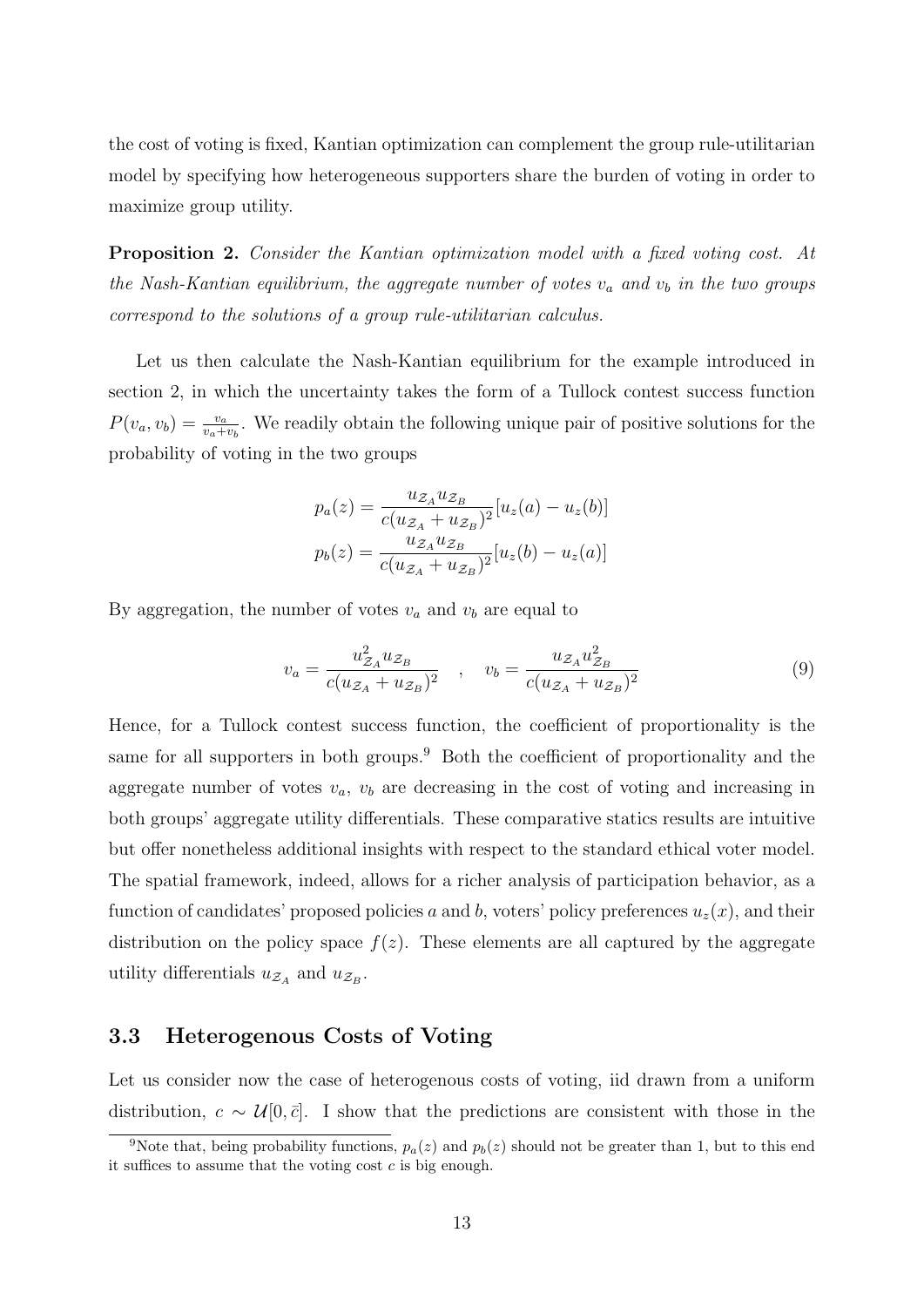the cost of voting is fixed, Kantian optimization can complement the group rule-utilitarian model by specifying how heterogeneous supporters share the burden of voting in order to maximize group utility.

**Proposition 2.** *Consider the Kantian optimization model with a fixed voting cost. At the Nash-Kantian equilibrium, the aggregate number of votes $v_a$ and $v_b$ in the two groups correspond to the solutions of a group rule-utilitarian calculus.*

Let us then calculate the Nash-Kantian equilibrium for the example introduced in section 2, in which the uncertainty takes the form of a Tullock contest success function $P(v_a, v_b) = \frac{v_a}{v_a+v_b}$. We readily obtain the following unique pair of positive solutions for the probability of voting in the two groups

$$p_a(z) = \frac{u_{\mathcal{Z}_A} u_{\mathcal{Z}_B}}{c(u_{\mathcal{Z}_A} + u_{\mathcal{Z}_B})^2}[u_z(a) - u_z(b)]$$
$$p_b(z) = \frac{u_{\mathcal{Z}_A} u_{\mathcal{Z}_B}}{c(u_{\mathcal{Z}_A} + u_{\mathcal{Z}_B})^2}[u_z(b) - u_z(a)]$$

By aggregation, the number of votes $v_a$ and $v_b$ are equal to

$$v_a = \frac{u_{\mathcal{Z}_A}^2 u_{\mathcal{Z}_B}}{c(u_{\mathcal{Z}_A} + u_{\mathcal{Z}_B})^2} \quad , \quad v_b = \frac{u_{\mathcal{Z}_A} u_{\mathcal{Z}_B}^2}{c(u_{\mathcal{Z}_A} + u_{\mathcal{Z}_B})^2} \tag{9}$$

Hence, for a Tullock contest success function, the coefficient of proportionality is the same for all supporters in both groups.[9] Both the coefficient of proportionality and the aggregate number of votes $v_a$, $v_b$ are decreasing in the cost of voting and increasing in both groups' aggregate utility differentials. These comparative statics results are intuitive but offer nonetheless additional insights with respect to the standard ethical voter model. The spatial framework, indeed, allows for a richer analysis of participation behavior, as a function of candidates' proposed policies $a$ and $b$, voters' policy preferences $u_z(x)$, and their distribution on the policy space $f(z)$. These elements are all captured by the aggregate utility differentials $u_{\mathcal{Z}_A}$ and $u_{\mathcal{Z}_B}$.

### 3.3 Heterogenous Costs of Voting

Let us consider now the case of heterogenous costs of voting, iid drawn from a uniform distribution, $c \sim \mathcal{U}[0, \bar{c}]$. I show that the predictions are consistent with those in the

[9]Note that, being probability functions, $p_a(z)$ and $p_b(z)$ should not be greater than 1, but to this end it suffices to assume that the voting cost $c$ is big enough.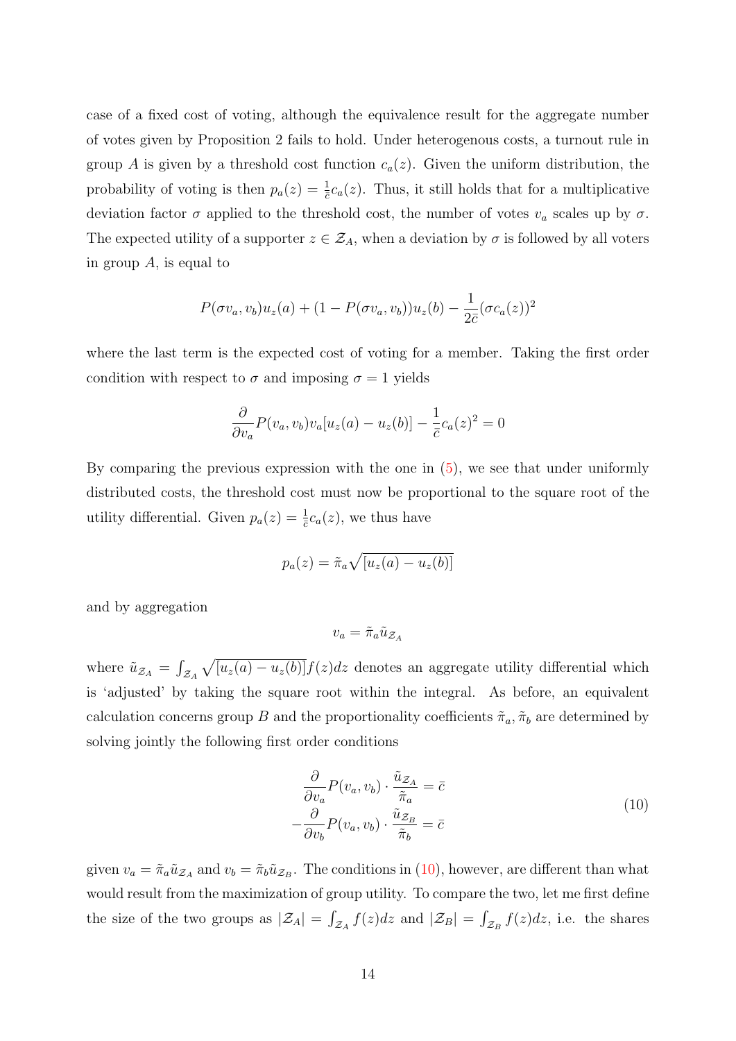case of a fixed cost of voting, although the equivalence result for the aggregate number of votes given by Proposition 2 fails to hold. Under heterogenous costs, a turnout rule in group $A$ is given by a threshold cost function $c_a(z)$. Given the uniform distribution, the probability of voting is then $p_a(z) = \frac{1}{\bar{c}} c_a(z)$. Thus, it still holds that for a multiplicative deviation factor $\sigma$ applied to the threshold cost, the number of votes $v_a$ scales up by $\sigma$. The expected utility of a supporter $z \in \mathcal{Z}_A$, when a deviation by $\sigma$ is followed by all voters in group $A$, is equal to

$$P(\sigma v_a, v_b) u_z(a) + (1 - P(\sigma v_a, v_b)) u_z(b) - \frac{1}{2\bar{c}} (\sigma c_a(z))^2$$

where the last term is the expected cost of voting for a member. Taking the first order condition with respect to $\sigma$ and imposing $\sigma = 1$ yields

$$\frac{\partial}{\partial v_a} P(v_a, v_b) v_a [u_z(a) - u_z(b)] - \frac{1}{\bar{c}} c_a(z)^2 = 0$$

By comparing the previous expression with the one in (5), we see that under uniformly distributed costs, the threshold cost must now be proportional to the square root of the utility differential. Given $p_a(z) = \frac{1}{\bar{c}} c_a(z)$, we thus have

$$p_a(z) = \tilde{\pi}_a \sqrt{[u_z(a) - u_z(b)]}$$

and by aggregation

$$v_a = \tilde{\pi}_a \tilde{u}_{\mathcal{Z}_A}$$

where $\tilde{u}_{\mathcal{Z}_A} = \int_{\mathcal{Z}_A} \sqrt{[u_z(a) - u_z(b)]} f(z) dz$ denotes an aggregate utility differential which is 'adjusted' by taking the square root within the integral. As before, an equivalent calculation concerns group $B$ and the proportionality coefficients $\tilde{\pi}_a, \tilde{\pi}_b$ are determined by solving jointly the following first order conditions

$$\begin{aligned} \frac{\partial}{\partial v_a} P(v_a, v_b) \cdot \frac{\tilde{u}_{\mathcal{Z}_A}}{\tilde{\pi}_a} &= \bar{c} \\ -\frac{\partial}{\partial v_b} P(v_a, v_b) \cdot \frac{\tilde{u}_{\mathcal{Z}_B}}{\tilde{\pi}_b} &= \bar{c} \end{aligned} \tag{10}$$

given $v_a = \tilde{\pi}_a \tilde{u}_{\mathcal{Z}_A}$ and $v_b = \tilde{\pi}_b \tilde{u}_{\mathcal{Z}_B}$. The conditions in (10), however, are different than what would result from the maximization of group utility. To compare the two, let me first define the size of the two groups as $|\mathcal{Z}_A| = \int_{\mathcal{Z}_A} f(z) dz$ and $|\mathcal{Z}_B| = \int_{\mathcal{Z}_B} f(z) dz$, i.e. the shares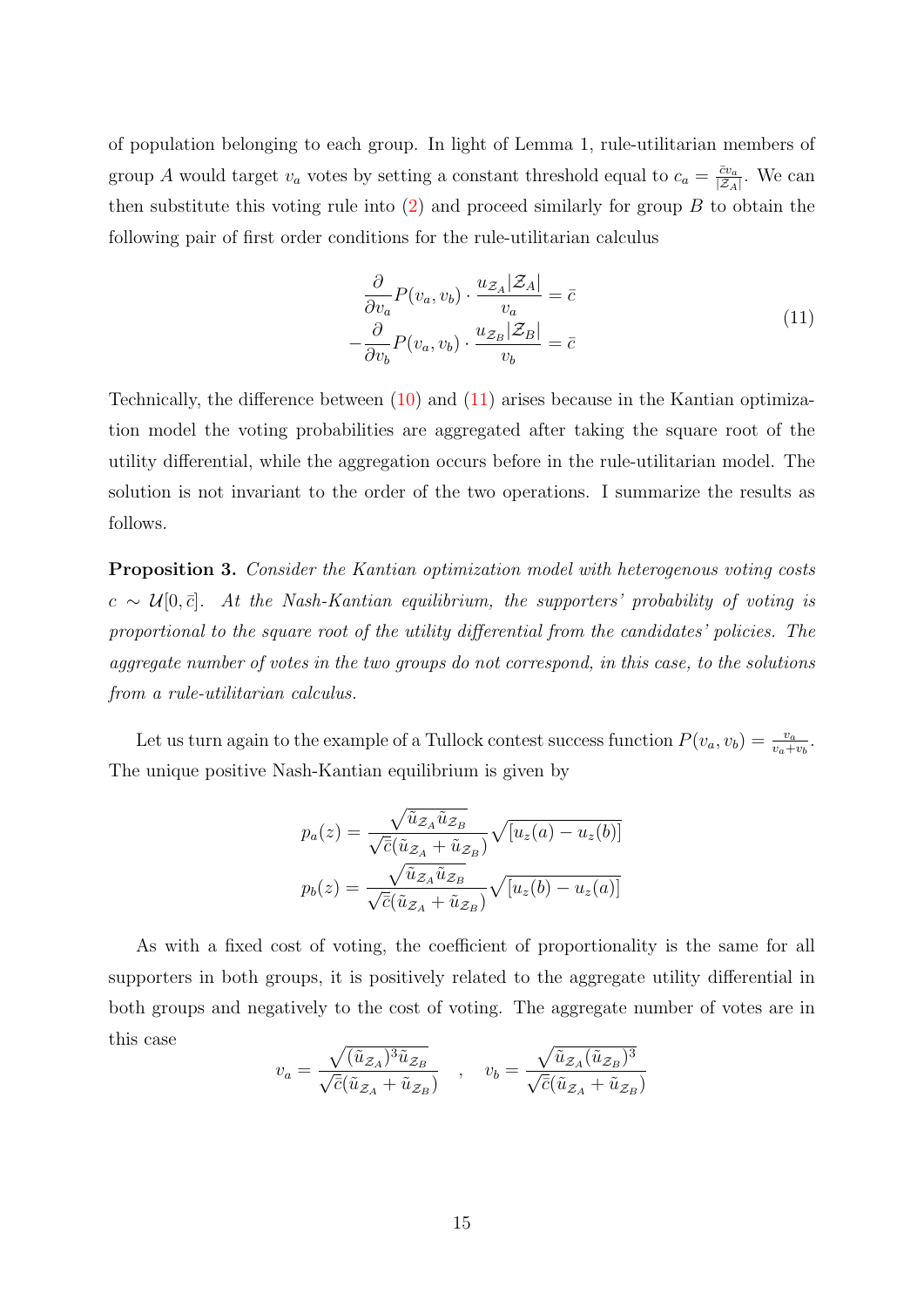of population belonging to each group. In light of Lemma 1, rule-utilitarian members of group $A$ would target $v_a$ votes by setting a constant threshold equal to $c_a = \frac{\bar{c} v_a}{|\mathcal{Z}_A|}$. We can then substitute this voting rule into (2) and proceed similarly for group $B$ to obtain the following pair of first order conditions for the rule-utilitarian calculus

$$
\begin{aligned}
\frac{\partial}{\partial v_a} P(v_a, v_b) \cdot \frac{u_{\mathcal{Z}_A} |\mathcal{Z}_A|}{v_a} &= \bar{c} \\
-\frac{\partial}{\partial v_b} P(v_a, v_b) \cdot \frac{u_{\mathcal{Z}_B} |\mathcal{Z}_B|}{v_b} &= \bar{c}
\end{aligned}
\tag{11}
$$

Technically, the difference between (10) and (11) arises because in the Kantian optimization model the voting probabilities are aggregated after taking the square root of the utility differential, while the aggregation occurs before in the rule-utilitarian model. The solution is not invariant to the order of the two operations. I summarize the results as follows.

**Proposition 3.** *Consider the Kantian optimization model with heterogenous voting costs $c \sim \mathcal{U}[0, \bar{c}]$. At the Nash-Kantian equilibrium, the supporters' probability of voting is proportional to the square root of the utility differential from the candidates' policies. The aggregate number of votes in the two groups do not correspond, in this case, to the solutions from a rule-utilitarian calculus.*

Let us turn again to the example of a Tullock contest success function $P(v_a, v_b) = \frac{v_a}{v_a + v_b}$. The unique positive Nash-Kantian equilibrium is given by

$$
\begin{aligned}
p_a(z) &= \frac{\sqrt{\tilde{u}_{\mathcal{Z}_A} \tilde{u}_{\mathcal{Z}_B}}}{\sqrt{\bar{c}}(\tilde{u}_{\mathcal{Z}_A} + \tilde{u}_{\mathcal{Z}_B})} \sqrt{[u_z(a) - u_z(b)]} \\
p_b(z) &= \frac{\sqrt{\tilde{u}_{\mathcal{Z}_A} \tilde{u}_{\mathcal{Z}_B}}}{\sqrt{\bar{c}}(\tilde{u}_{\mathcal{Z}_A} + \tilde{u}_{\mathcal{Z}_B})} \sqrt{[u_z(b) - u_z(a)]}
\end{aligned}
$$

As with a fixed cost of voting, the coefficient of proportionality is the same for all supporters in both groups, it is positively related to the aggregate utility differential in both groups and negatively to the cost of voting. The aggregate number of votes are in this case

$$
v_a = \frac{\sqrt{(\tilde{u}_{\mathcal{Z}_A})^3 \tilde{u}_{\mathcal{Z}_B}}}{\sqrt{\bar{c}}(\tilde{u}_{\mathcal{Z}_A} + \tilde{u}_{\mathcal{Z}_B})} \quad , \quad v_b = \frac{\sqrt{\tilde{u}_{\mathcal{Z}_A} (\tilde{u}_{\mathcal{Z}_B})^3}}{\sqrt{\bar{c}}(\tilde{u}_{\mathcal{Z}_A} + \tilde{u}_{\mathcal{Z}_B})}
$$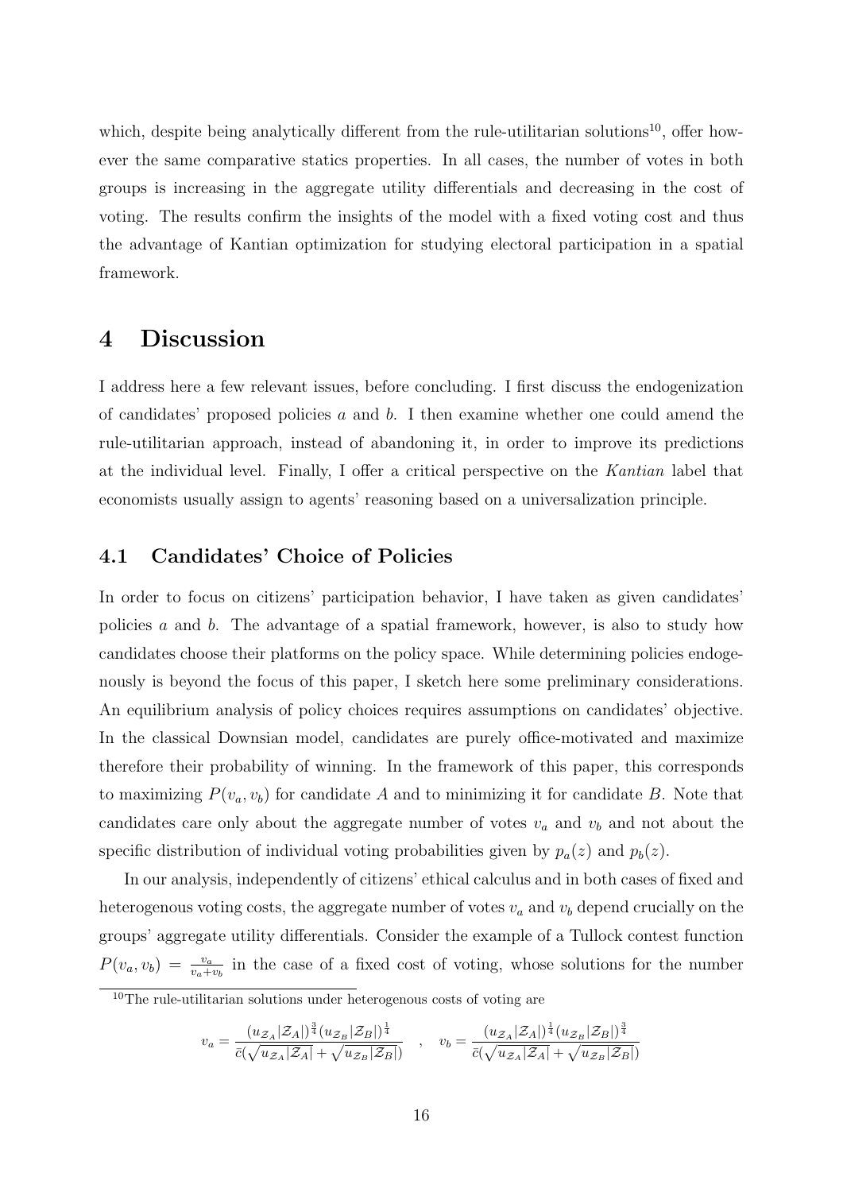which, despite being analytically different from the rule-utilitarian solutions[10], offer however the same comparative statics properties. In all cases, the number of votes in both groups is increasing in the aggregate utility differentials and decreasing in the cost of voting. The results confirm the insights of the model with a fixed voting cost and thus the advantage of Kantian optimization for studying electoral participation in a spatial framework.

# 4 Discussion

I address here a few relevant issues, before concluding. I first discuss the endogenization of candidates' proposed policies $a$ and $b$. I then examine whether one could amend the rule-utilitarian approach, instead of abandoning it, in order to improve its predictions at the individual level. Finally, I offer a critical perspective on the *Kantian* label that economists usually assign to agents' reasoning based on a universalization principle.

## 4.1 Candidates' Choice of Policies

In order to focus on citizens' participation behavior, I have taken as given candidates' policies $a$ and $b$. The advantage of a spatial framework, however, is also to study how candidates choose their platforms on the policy space. While determining policies endogenously is beyond the focus of this paper, I sketch here some preliminary considerations. An equilibrium analysis of policy choices requires assumptions on candidates' objective. In the classical Downsian model, candidates are purely office-motivated and maximize therefore their probability of winning. In the framework of this paper, this corresponds to maximizing $P(v_a, v_b)$ for candidate $A$ and to minimizing it for candidate $B$. Note that candidates care only about the aggregate number of votes $v_a$ and $v_b$ and not about the specific distribution of individual voting probabilities given by $p_a(z)$ and $p_b(z)$.

In our analysis, independently of citizens' ethical calculus and in both cases of fixed and heterogenous voting costs, the aggregate number of votes $v_a$ and $v_b$ depend crucially on the groups' aggregate utility differentials. Consider the example of a Tullock contest function $P(v_a, v_b) = \frac{v_a}{v_a+v_b}$ in the case of a fixed cost of voting, whose solutions for the number

[10] The rule-utilitarian solutions under heterogenous costs of voting are

$$v_a = \frac{(u_{\mathcal{Z}_A}|\mathcal{Z}_A|)^{\frac{3}{4}}(u_{\mathcal{Z}_B}|\mathcal{Z}_B|)^{\frac{1}{4}}}{\bar{c}(\sqrt{u_{\mathcal{Z}_A}|\mathcal{Z}_A|} + \sqrt{u_{\mathcal{Z}_B}|\mathcal{Z}_B|})} \quad , \quad v_b = \frac{(u_{\mathcal{Z}_A}|\mathcal{Z}_A|)^{\frac{1}{4}}(u_{\mathcal{Z}_B}|\mathcal{Z}_B|)^{\frac{3}{4}}}{\bar{c}(\sqrt{u_{\mathcal{Z}_A}|\mathcal{Z}_A|} + \sqrt{u_{\mathcal{Z}_B}|\mathcal{Z}_B|})}$$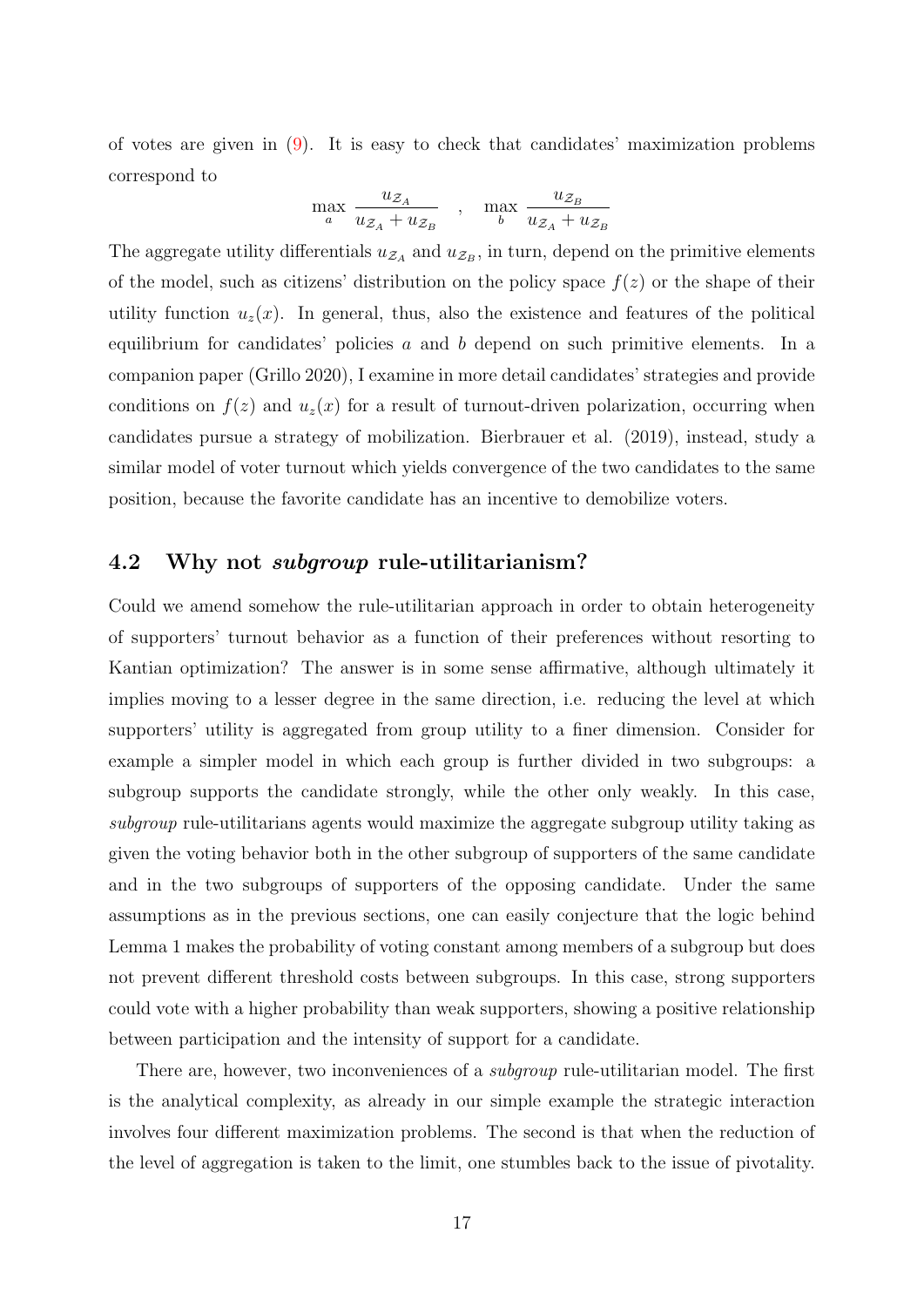of votes are given in (9). It is easy to check that candidates' maximization problems correspond to

$$\max_{a} \frac{u_{\mathcal{Z}_A}}{u_{\mathcal{Z}_A} + u_{\mathcal{Z}_B}} \quad , \quad \max_{b} \frac{u_{\mathcal{Z}_B}}{u_{\mathcal{Z}_A} + u_{\mathcal{Z}_B}}$$

The aggregate utility differentials $u_{\mathcal{Z}_A}$ and $u_{\mathcal{Z}_B}$, in turn, depend on the primitive elements of the model, such as citizens' distribution on the policy space $f(z)$ or the shape of their utility function $u_z(x)$. In general, thus, also the existence and features of the political equilibrium for candidates' policies $a$ and $b$ depend on such primitive elements. In a companion paper (Grillo 2020), I examine in more detail candidates' strategies and provide conditions on $f(z)$ and $u_z(x)$ for a result of turnout-driven polarization, occurring when candidates pursue a strategy of mobilization. Bierbrauer et al. (2019), instead, study a similar model of voter turnout which yields convergence of the two candidates to the same position, because the favorite candidate has an incentive to demobilize voters.

## 4.2 Why not *subgroup* rule-utilitarianism?

Could we amend somehow the rule-utilitarian approach in order to obtain heterogeneity of supporters' turnout behavior as a function of their preferences without resorting to Kantian optimization? The answer is in some sense affirmative, although ultimately it implies moving to a lesser degree in the same direction, i.e. reducing the level at which supporters' utility is aggregated from group utility to a finer dimension. Consider for example a simpler model in which each group is further divided in two subgroups: a subgroup supports the candidate strongly, while the other only weakly. In this case, *subgroup* rule-utilitarians agents would maximize the aggregate subgroup utility taking as given the voting behavior both in the other subgroup of supporters of the same candidate and in the two subgroups of supporters of the opposing candidate. Under the same assumptions as in the previous sections, one can easily conjecture that the logic behind Lemma 1 makes the probability of voting constant among members of a subgroup but does not prevent different threshold costs between subgroups. In this case, strong supporters could vote with a higher probability than weak supporters, showing a positive relationship between participation and the intensity of support for a candidate.

There are, however, two inconveniences of a *subgroup* rule-utilitarian model. The first is the analytical complexity, as already in our simple example the strategic interaction involves four different maximization problems. The second is that when the reduction of the level of aggregation is taken to the limit, one stumbles back to the issue of pivotality.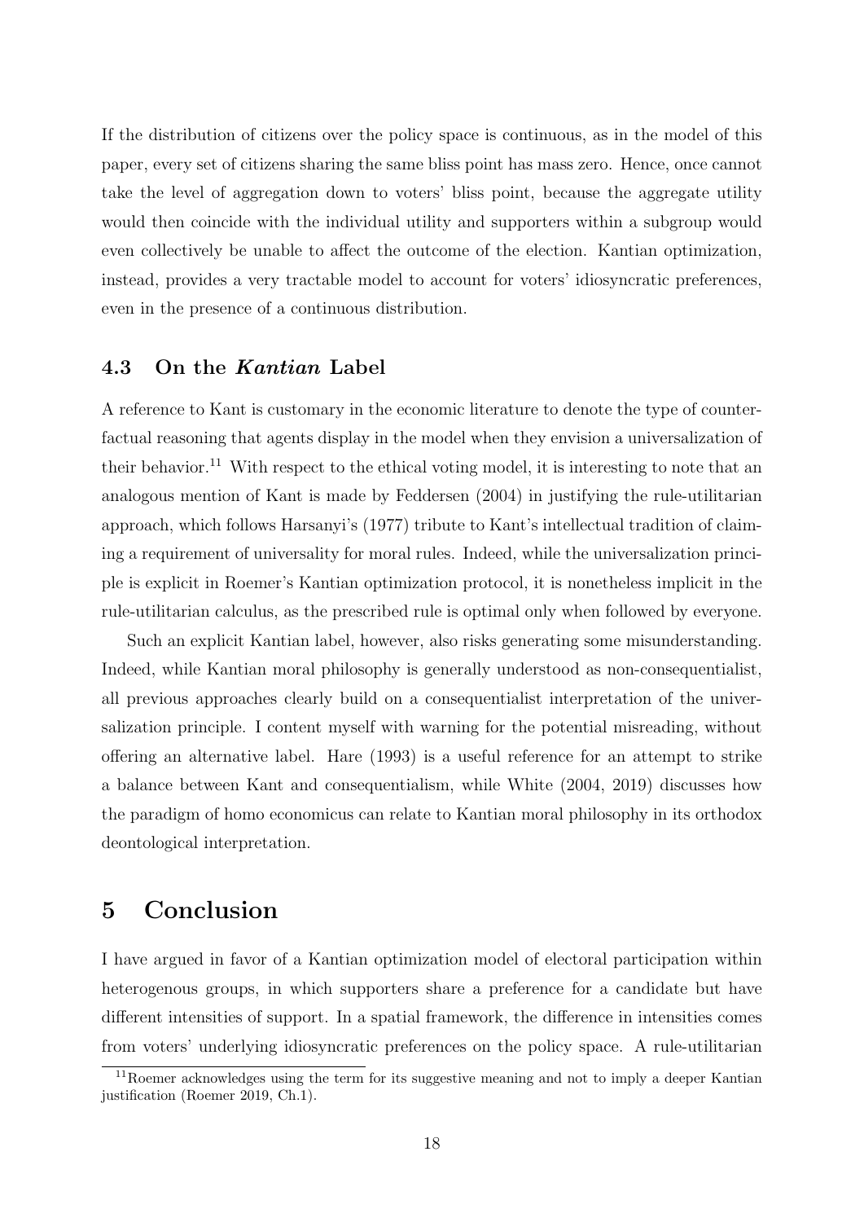If the distribution of citizens over the policy space is continuous, as in the model of this paper, every set of citizens sharing the same bliss point has mass zero. Hence, once cannot take the level of aggregation down to voters' bliss point, because the aggregate utility would then coincide with the individual utility and supporters within a subgroup would even collectively be unable to affect the outcome of the election. Kantian optimization, instead, provides a very tractable model to account for voters' idiosyncratic preferences, even in the presence of a continuous distribution.

### 4.3 On the *Kantian* Label

A reference to Kant is customary in the economic literature to denote the type of counterfactual reasoning that agents display in the model when they envision a universalization of their behavior.[11] With respect to the ethical voting model, it is interesting to note that an analogous mention of Kant is made by Feddersen (2004) in justifying the rule-utilitarian approach, which follows Harsanyi's (1977) tribute to Kant's intellectual tradition of claiming a requirement of universality for moral rules. Indeed, while the universalization principle is explicit in Roemer's Kantian optimization protocol, it is nonetheless implicit in the rule-utilitarian calculus, as the prescribed rule is optimal only when followed by everyone.

Such an explicit Kantian label, however, also risks generating some misunderstanding. Indeed, while Kantian moral philosophy is generally understood as non-consequentialist, all previous approaches clearly build on a consequentialist interpretation of the universalization principle. I content myself with warning for the potential misreading, without offering an alternative label. Hare (1993) is a useful reference for an attempt to strike a balance between Kant and consequentialism, while White (2004, 2019) discusses how the paradigm of homo economicus can relate to Kantian moral philosophy in its orthodox deontological interpretation.

## 5 Conclusion

I have argued in favor of a Kantian optimization model of electoral participation within heterogenous groups, in which supporters share a preference for a candidate but have different intensities of support. In a spatial framework, the difference in intensities comes from voters' underlying idiosyncratic preferences on the policy space. A rule-utilitarian

[11] Roemer acknowledges using the term for its suggestive meaning and not to imply a deeper Kantian justification (Roemer 2019, Ch.1).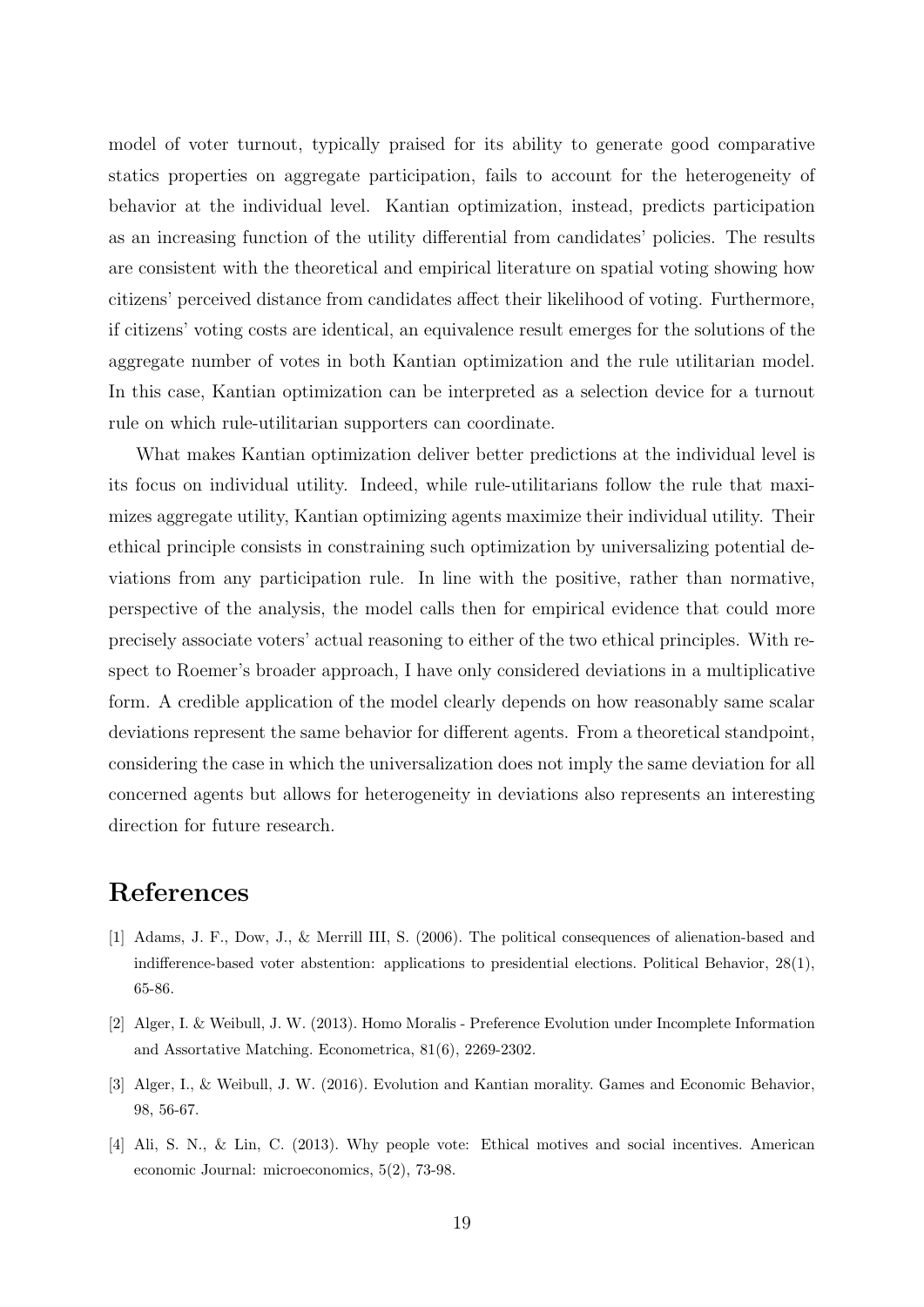model of voter turnout, typically praised for its ability to generate good comparative statics properties on aggregate participation, fails to account for the heterogeneity of behavior at the individual level. Kantian optimization, instead, predicts participation as an increasing function of the utility differential from candidates' policies. The results are consistent with the theoretical and empirical literature on spatial voting showing how citizens' perceived distance from candidates affect their likelihood of voting. Furthermore, if citizens' voting costs are identical, an equivalence result emerges for the solutions of the aggregate number of votes in both Kantian optimization and the rule utilitarian model. In this case, Kantian optimization can be interpreted as a selection device for a turnout rule on which rule-utilitarian supporters can coordinate.

What makes Kantian optimization deliver better predictions at the individual level is its focus on individual utility. Indeed, while rule-utilitarians follow the rule that maximizes aggregate utility, Kantian optimizing agents maximize their individual utility. Their ethical principle consists in constraining such optimization by universalizing potential deviations from any participation rule. In line with the positive, rather than normative, perspective of the analysis, the model calls then for empirical evidence that could more precisely associate voters' actual reasoning to either of the two ethical principles. With respect to Roemer's broader approach, I have only considered deviations in a multiplicative form. A credible application of the model clearly depends on how reasonably same scalar deviations represent the same behavior for different agents. From a theoretical standpoint, considering the case in which the universalization does not imply the same deviation for all concerned agents but allows for heterogeneity in deviations also represents an interesting direction for future research.

# References

[1] Adams, J. F., Dow, J., & Merrill III, S. (2006). The political consequences of alienation-based and indifference-based voter abstention: applications to presidential elections. Political Behavior, 28(1), 65-86.

[2] Alger, I. & Weibull, J. W. (2013). Homo Moralis - Preference Evolution under Incomplete Information and Assortative Matching. Econometrica, 81(6), 2269-2302.

[3] Alger, I., & Weibull, J. W. (2016). Evolution and Kantian morality. Games and Economic Behavior, 98, 56-67.

[4] Ali, S. N., & Lin, C. (2013). Why people vote: Ethical motives and social incentives. American economic Journal: microeconomics, 5(2), 73-98.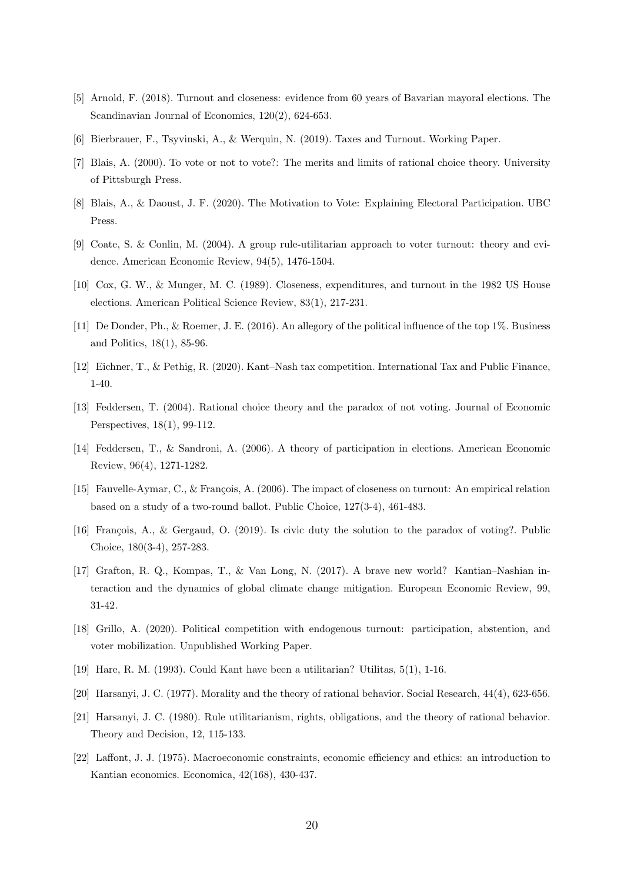[5] Arnold, F. (2018). Turnout and closeness: evidence from 60 years of Bavarian mayoral elections. The Scandinavian Journal of Economics, 120(2), 624-653.

[6] Bierbrauer, F., Tsyvinski, A., & Werquin, N. (2019). Taxes and Turnout. Working Paper.

[7] Blais, A. (2000). To vote or not to vote?: The merits and limits of rational choice theory. University of Pittsburgh Press.

[8] Blais, A., & Daoust, J. F. (2020). The Motivation to Vote: Explaining Electoral Participation. UBC Press.

[9] Coate, S. & Conlin, M. (2004). A group rule-utilitarian approach to voter turnout: theory and evidence. American Economic Review, 94(5), 1476-1504.

[10] Cox, G. W., & Munger, M. C. (1989). Closeness, expenditures, and turnout in the 1982 US House elections. American Political Science Review, 83(1), 217-231.

[11] De Donder, Ph., & Roemer, J. E. (2016). An allegory of the political influence of the top 1%. Business and Politics, 18(1), 85-96.

[12] Eichner, T., & Pethig, R. (2020). Kant–Nash tax competition. International Tax and Public Finance, 1-40.

[13] Feddersen, T. (2004). Rational choice theory and the paradox of not voting. Journal of Economic Perspectives, 18(1), 99-112.

[14] Feddersen, T., & Sandroni, A. (2006). A theory of participation in elections. American Economic Review, 96(4), 1271-1282.

[15] Fauvelle-Aymar, C., & François, A. (2006). The impact of closeness on turnout: An empirical relation based on a study of a two-round ballot. Public Choice, 127(3-4), 461-483.

[16] François, A., & Gergaud, O. (2019). Is civic duty the solution to the paradox of voting?. Public Choice, 180(3-4), 257-283.

[17] Grafton, R. Q., Kompas, T., & Van Long, N. (2017). A brave new world? Kantian–Nashian interaction and the dynamics of global climate change mitigation. European Economic Review, 99, 31-42.

[18] Grillo, A. (2020). Political competition with endogenous turnout: participation, abstention, and voter mobilization. Unpublished Working Paper.

[19] Hare, R. M. (1993). Could Kant have been a utilitarian? Utilitas, 5(1), 1-16.

[20] Harsanyi, J. C. (1977). Morality and the theory of rational behavior. Social Research, 44(4), 623-656.

[21] Harsanyi, J. C. (1980). Rule utilitarianism, rights, obligations, and the theory of rational behavior. Theory and Decision, 12, 115-133.

[22] Laffont, J. J. (1975). Macroeconomic constraints, economic efficiency and ethics: an introduction to Kantian economics. Economica, 42(168), 430-437.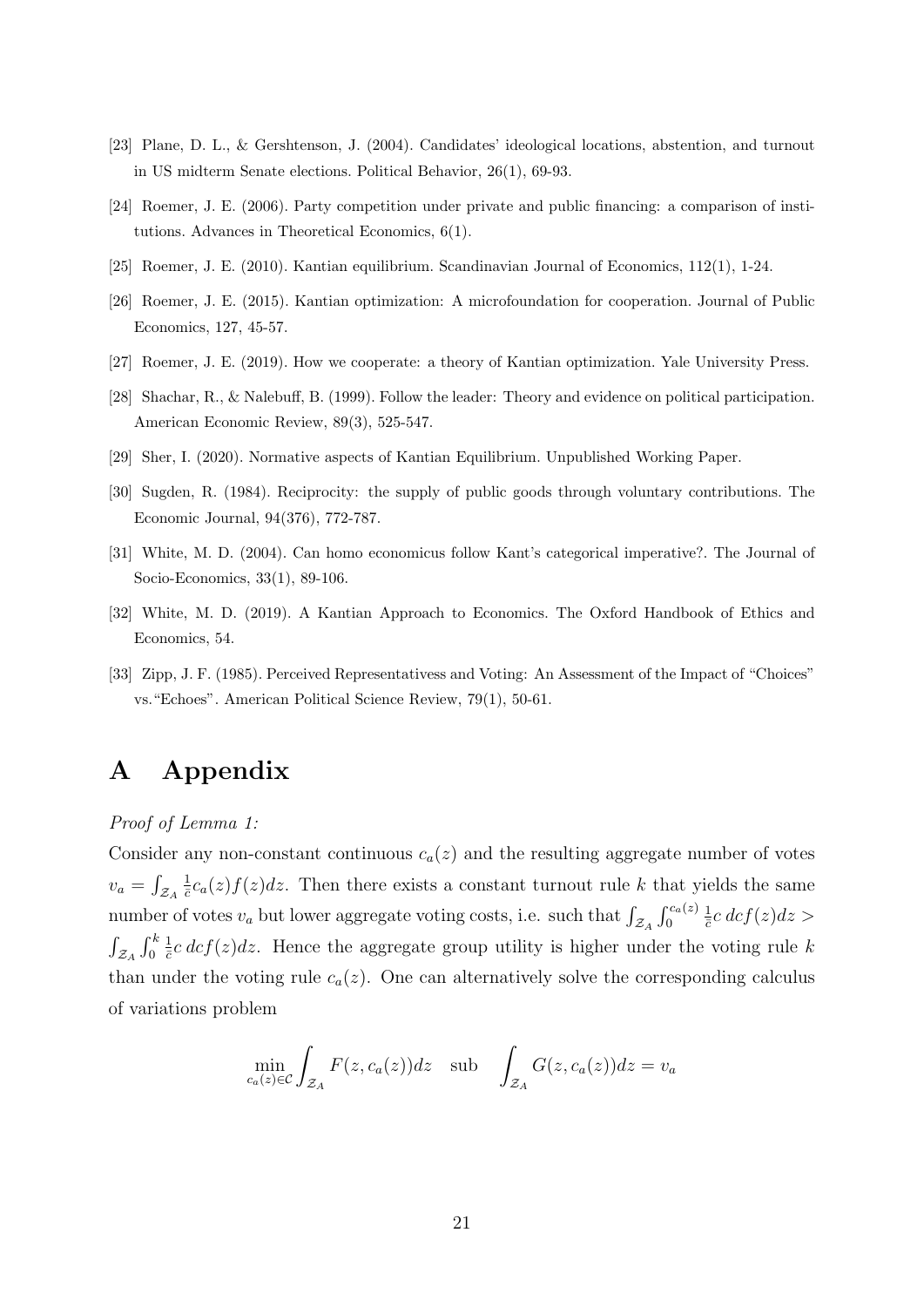[23] Plane, D. L., & Gershtenson, J. (2004). Candidates' ideological locations, abstention, and turnout in US midterm Senate elections. Political Behavior, 26(1), 69-93.

[24] Roemer, J. E. (2006). Party competition under private and public financing: a comparison of institutions. Advances in Theoretical Economics, 6(1).

[25] Roemer, J. E. (2010). Kantian equilibrium. Scandinavian Journal of Economics, 112(1), 1-24.

[26] Roemer, J. E. (2015). Kantian optimization: A microfoundation for cooperation. Journal of Public Economics, 127, 45-57.

[27] Roemer, J. E. (2019). How we cooperate: a theory of Kantian optimization. Yale University Press.

[28] Shachar, R., & Nalebuff, B. (1999). Follow the leader: Theory and evidence on political participation. American Economic Review, 89(3), 525-547.

[29] Sher, I. (2020). Normative aspects of Kantian Equilibrium. Unpublished Working Paper.

[30] Sugden, R. (1984). Reciprocity: the supply of public goods through voluntary contributions. The Economic Journal, 94(376), 772-787.

[31] White, M. D. (2004). Can homo economicus follow Kant's categorical imperative?. The Journal of Socio-Economics, 33(1), 89-106.

[32] White, M. D. (2019). A Kantian Approach to Economics. The Oxford Handbook of Ethics and Economics, 54.

[33] Zipp, J. F. (1985). Perceived Representativess and Voting: An Assessment of the Impact of "Choices" vs."Echoes". American Political Science Review, 79(1), 50-61.

# A Appendix

*Proof of Lemma 1:*

Consider any non-constant continuous $c_a(z)$ and the resulting aggregate number of votes $v_a = \int_{\mathcal{Z}_A} \frac{1}{\bar{c}} c_a(z) f(z) dz$. Then there exists a constant turnout rule $k$ that yields the same number of votes $v_a$ but lower aggregate voting costs, i.e. such that $\int_{\mathcal{Z}_A} \int_0^{c_a(z)} \frac{1}{\bar{c}} c \, dc f(z) dz > \int_{\mathcal{Z}_A} \int_0^{k} \frac{1}{\bar{c}} c \, dc f(z) dz$. Hence the aggregate group utility is higher under the voting rule $k$ than under the voting rule $c_a(z)$. One can alternatively solve the corresponding calculus of variations problem

$$\min_{c_a(z) \in \mathcal{C}} \int_{\mathcal{Z}_A} F(z, c_a(z)) dz \quad \text{sub} \quad \int_{\mathcal{Z}_A} G(z, c_a(z)) dz = v_a$$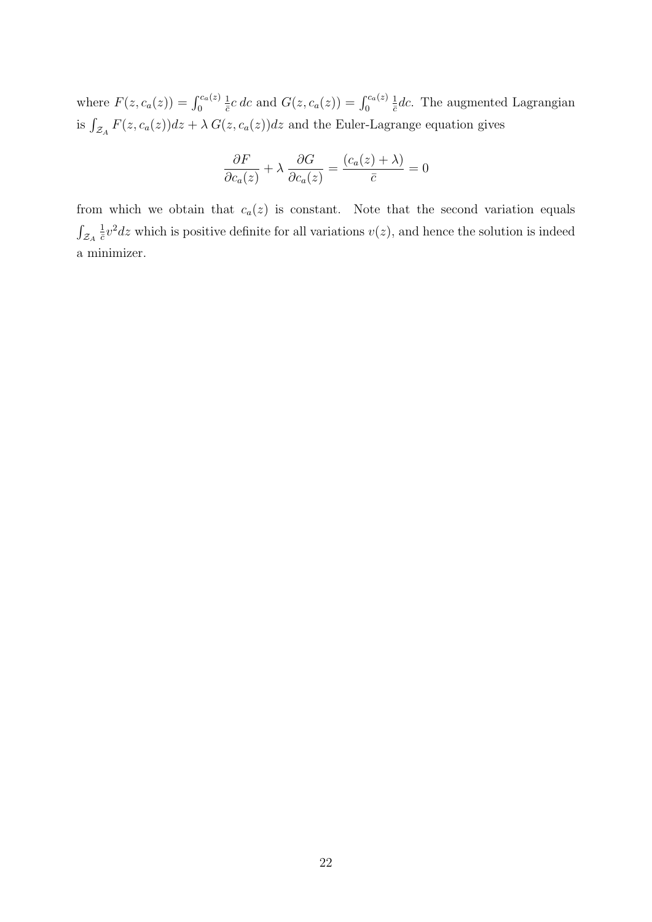where $F(z, c_a(z)) = \int_0^{c_a(z)} \frac{1}{\bar{c}} c \, dc$ and $G(z, c_a(z)) = \int_0^{c_a(z)} \frac{1}{\bar{c}} dc$. The augmented Lagrangian is $\int_{\mathcal{Z}_A} F(z, c_a(z))dz + \lambda \, G(z, c_a(z))dz$ and the Euler-Lagrange equation gives

$$\frac{\partial F}{\partial c_a(z)} + \lambda \, \frac{\partial G}{\partial c_a(z)} = \frac{(c_a(z) + \lambda)}{\bar{c}} = 0$$

from which we obtain that $c_a(z)$ is constant. Note that the second variation equals $\int_{\mathcal{Z}_A} \frac{1}{\bar{c}} v^2 dz$ which is positive definite for all variations $v(z)$, and hence the solution is indeed a minimizer.